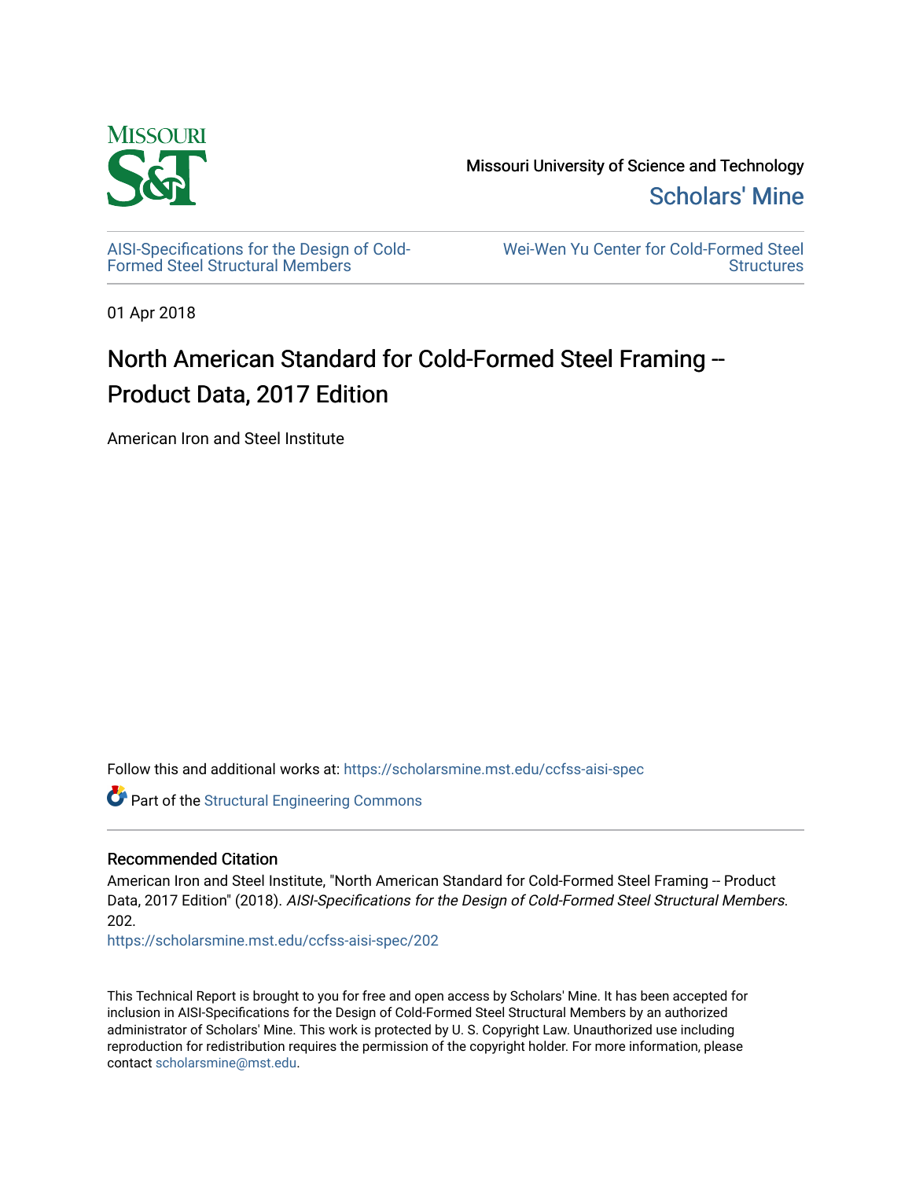Missouri University of Science and Technology

Scholars' Mine

AISI-Specifications for the Design of Cold-Formed Steel Structural Members

Wei-Wen Yu Center for Cold-Formed Steel Structures

01 Apr 2018

# North American Standard for Cold-Formed Steel Framing -- Product Data, 2017 Edition

American Iron and Steel Institute

Follow this and additional works at: https://scholarsmine.mst.edu/ccfss-aisi-spec

Part of the Structural Engineering Commons

## Recommended Citation

American Iron and Steel Institute, "North American Standard for Cold-Formed Steel Framing -- Product Data, 2017 Edition" (2018). *AISI-Specifications for the Design of Cold-Formed Steel Structural Members*. 202.

https://scholarsmine.mst.edu/ccfss-aisi-spec/202

This Technical Report is brought to you for free and open access by Scholars' Mine. It has been accepted for inclusion in AISI-Specifications for the Design of Cold-Formed Steel Structural Members by an authorized administrator of Scholars' Mine. This work is protected by U. S. Copyright Law. Unauthorized use including reproduction for redistribution requires the permission of the copyright holder. For more information, please contact scholarsmine@mst.edu.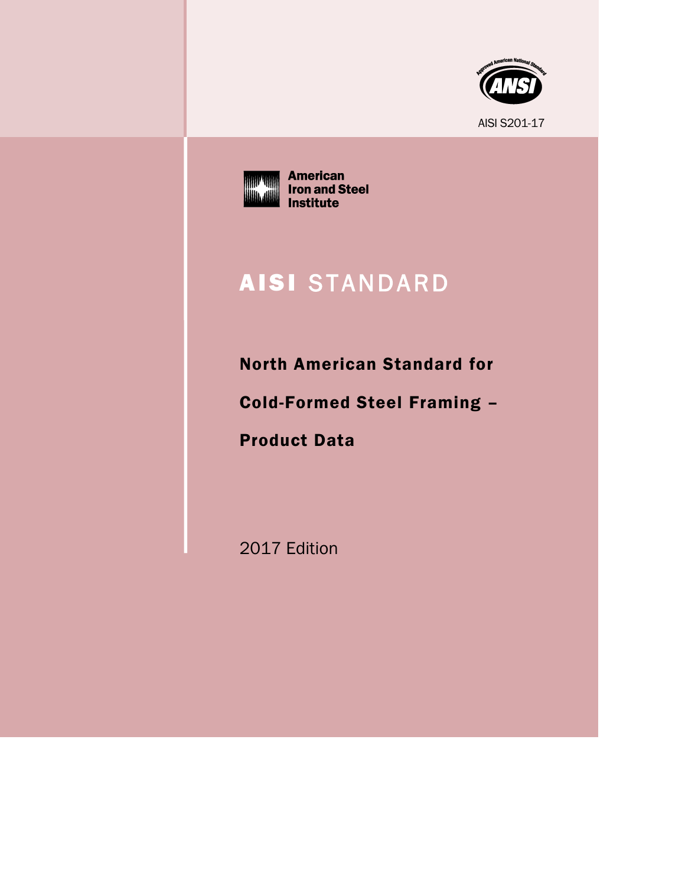AISI S201-17

American Iron and Steel Institute

# AISI STANDARD

## North American Standard for Cold-Formed Steel Framing – Product Data

2017 Edition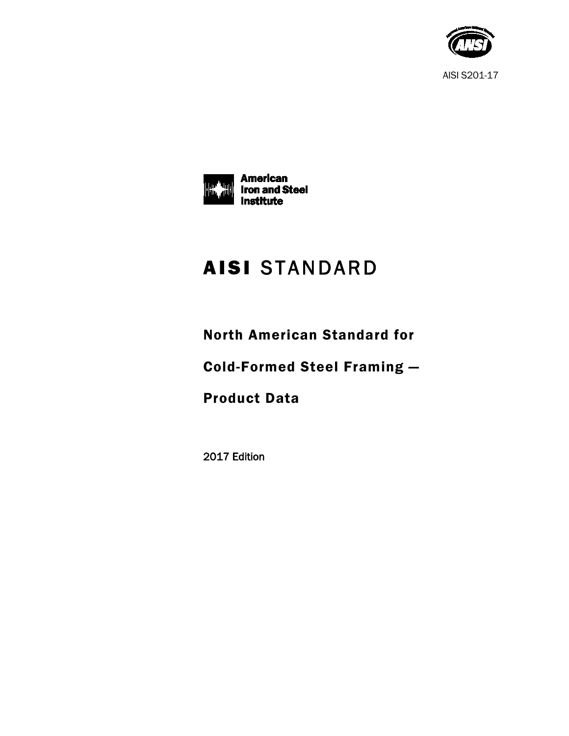AISI S201-17

American Iron and Steel Institute

# AISI STANDARD

## North American Standard for

## Cold-Formed Steel Framing —

## Product Data

2017 Edition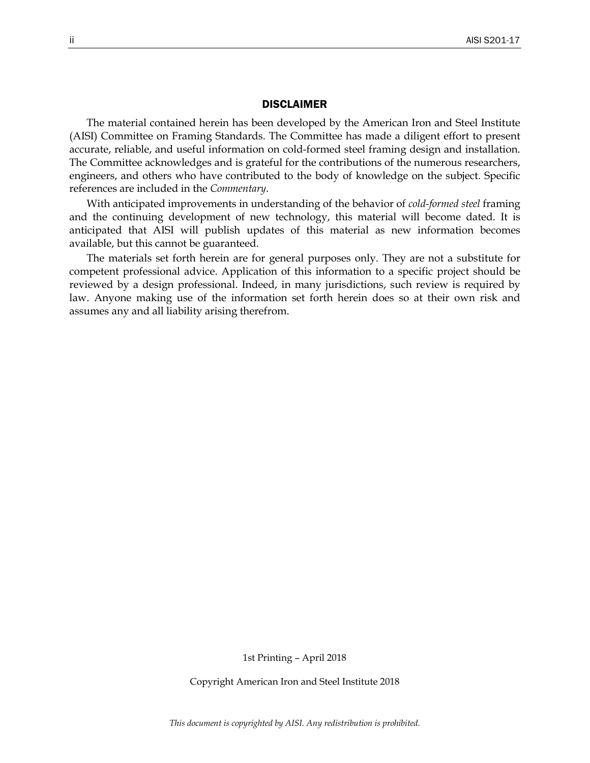## DISCLAIMER

The material contained herein has been developed by the American Iron and Steel Institute (AISI) Committee on Framing Standards. The Committee has made a diligent effort to present accurate, reliable, and useful information on cold-formed steel framing design and installation. The Committee acknowledges and is grateful for the contributions of the numerous researchers, engineers, and others who have contributed to the body of knowledge on the subject. Specific references are included in the *Commentary*.

With anticipated improvements in understanding of the behavior of *cold-formed steel* framing and the continuing development of new technology, this material will become dated. It is anticipated that AISI will publish updates of this material as new information becomes available, but this cannot be guaranteed.

The materials set forth herein are for general purposes only. They are not a substitute for competent professional advice. Application of this information to a specific project should be reviewed by a design professional. Indeed, in many jurisdictions, such review is required by law. Anyone making use of the information set forth herein does so at their own risk and assumes any and all liability arising therefrom.

1st Printing – April 2018

Copyright American Iron and Steel Institute 2018

*This document is copyrighted by AISI. Any redistribution is prohibited.*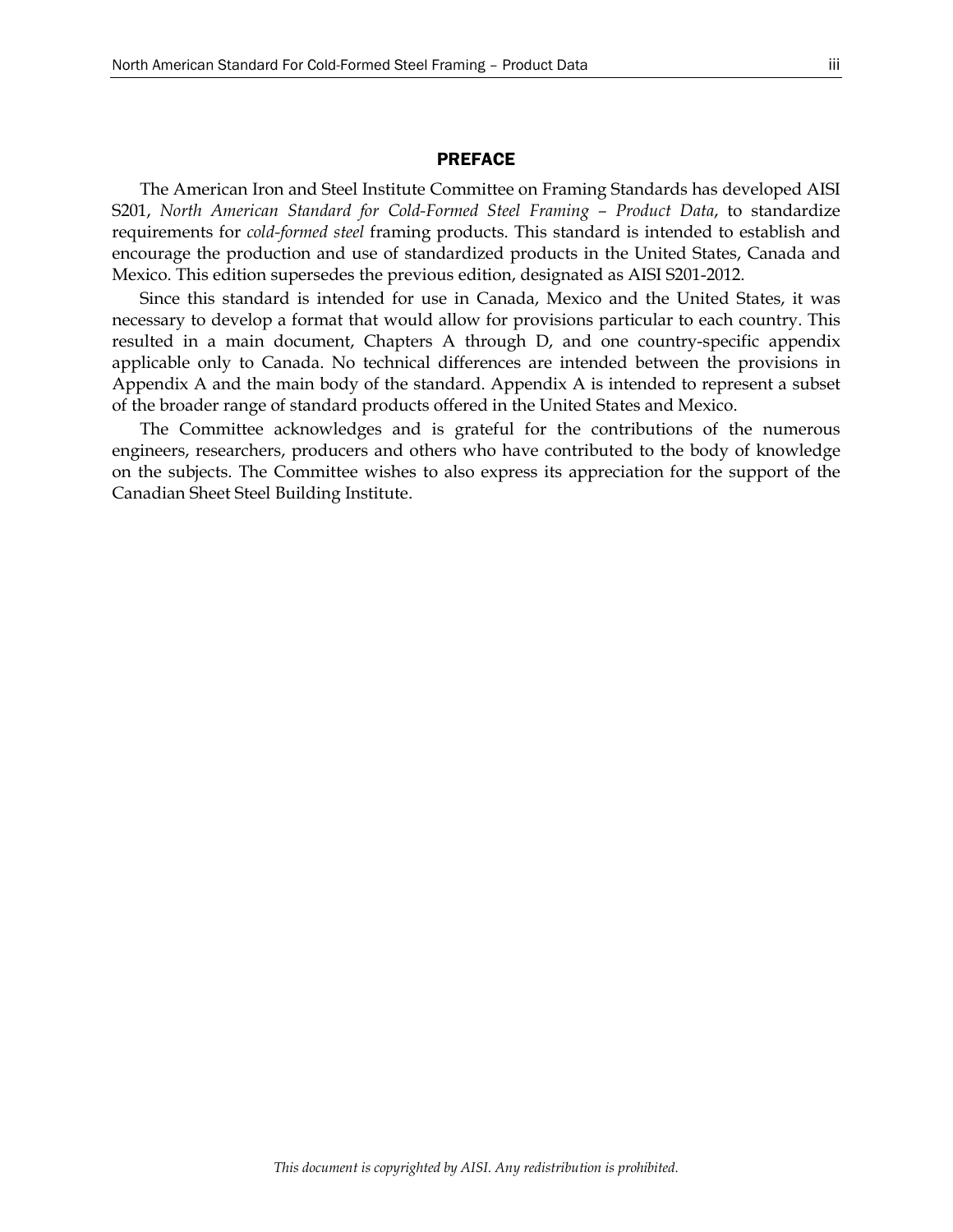## PREFACE

The American Iron and Steel Institute Committee on Framing Standards has developed AISI S201, *North American Standard for Cold-Formed Steel Framing – Product Data*, to standardize requirements for *cold-formed steel* framing products. This standard is intended to establish and encourage the production and use of standardized products in the United States, Canada and Mexico. This edition supersedes the previous edition, designated as AISI S201-2012.

Since this standard is intended for use in Canada, Mexico and the United States, it was necessary to develop a format that would allow for provisions particular to each country. This resulted in a main document, Chapters A through D, and one country-specific appendix applicable only to Canada. No technical differences are intended between the provisions in Appendix A and the main body of the standard. Appendix A is intended to represent a subset of the broader range of standard products offered in the United States and Mexico.

The Committee acknowledges and is grateful for the contributions of the numerous engineers, researchers, producers and others who have contributed to the body of knowledge on the subjects. The Committee wishes to also express its appreciation for the support of the Canadian Sheet Steel Building Institute.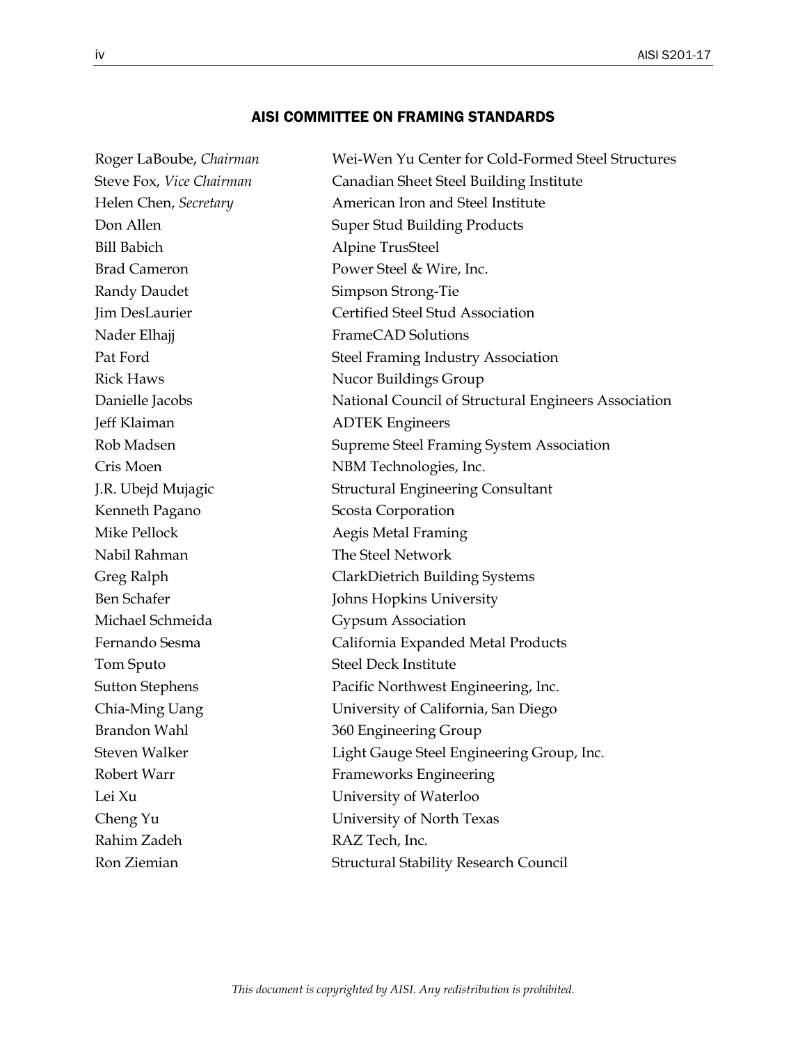## AISI COMMITTEE ON FRAMING STANDARDS

| | |
|---|---|
| Roger LaBoube, *Chairman* | Wei-Wen Yu Center for Cold-Formed Steel Structures |
| Steve Fox, *Vice Chairman* | Canadian Sheet Steel Building Institute |
| Helen Chen, *Secretary* | American Iron and Steel Institute |
| Don Allen | Super Stud Building Products |
| Bill Babich | Alpine TrusSteel |
| Brad Cameron | Power Steel & Wire, Inc. |
| Randy Daudet | Simpson Strong-Tie |
| Jim DesLaurier | Certified Steel Stud Association |
| Nader Elhajj | FrameCAD Solutions |
| Pat Ford | Steel Framing Industry Association |
| Rick Haws | Nucor Buildings Group |
| Danielle Jacobs | National Council of Structural Engineers Association |
| Jeff Klaiman | ADTEK Engineers |
| Rob Madsen | Supreme Steel Framing System Association |
| Cris Moen | NBM Technologies, Inc. |
| J.R. Ubejd Mujagic | Structural Engineering Consultant |
| Kenneth Pagano | Scosta Corporation |
| Mike Pellock | Aegis Metal Framing |
| Nabil Rahman | The Steel Network |
| Greg Ralph | ClarkDietrich Building Systems |
| Ben Schafer | Johns Hopkins University |
| Michael Schmeida | Gypsum Association |
| Fernando Sesma | California Expanded Metal Products |
| Tom Sputo | Steel Deck Institute |
| Sutton Stephens | Pacific Northwest Engineering, Inc. |
| Chia-Ming Uang | University of California, San Diego |
| Brandon Wahl | 360 Engineering Group |
| Steven Walker | Light Gauge Steel Engineering Group, Inc. |
| Robert Warr | Frameworks Engineering |
| Lei Xu | University of Waterloo |
| Cheng Yu | University of North Texas |
| Rahim Zadeh | RAZ Tech, Inc. |
| Ron Ziemian | Structural Stability Research Council |

*This document is copyrighted by AISI. Any redistribution is prohibited.*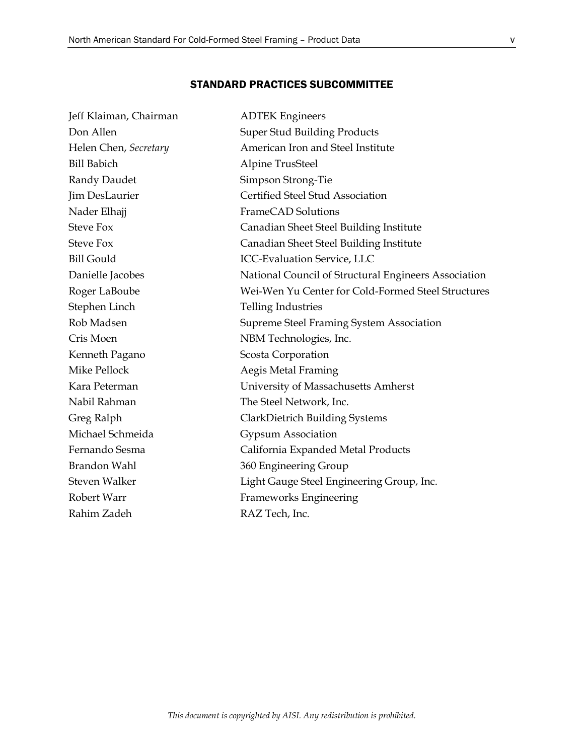## STANDARD PRACTICES SUBCOMMITTEE

| | |
|---|---|
| Jeff Klaiman, Chairman | ADTEK Engineers |
| Don Allen | Super Stud Building Products |
| Helen Chen, *Secretary* | American Iron and Steel Institute |
| Bill Babich | Alpine TrusSteel |
| Randy Daudet | Simpson Strong-Tie |
| Jim DesLaurier | Certified Steel Stud Association |
| Nader Elhajj | FrameCAD Solutions |
| Steve Fox | Canadian Sheet Steel Building Institute |
| Steve Fox | Canadian Sheet Steel Building Institute |
| Bill Gould | ICC-Evaluation Service, LLC |
| Danielle Jacobes | National Council of Structural Engineers Association |
| Roger LaBoube | Wei-Wen Yu Center for Cold-Formed Steel Structures |
| Stephen Linch | Telling Industries |
| Rob Madsen | Supreme Steel Framing System Association |
| Cris Moen | NBM Technologies, Inc. |
| Kenneth Pagano | Scosta Corporation |
| Mike Pellock | Aegis Metal Framing |
| Kara Peterman | University of Massachusetts Amherst |
| Nabil Rahman | The Steel Network, Inc. |
| Greg Ralph | ClarkDietrich Building Systems |
| Michael Schmeida | Gypsum Association |
| Fernando Sesma | California Expanded Metal Products |
| Brandon Wahl | 360 Engineering Group |
| Steven Walker | Light Gauge Steel Engineering Group, Inc. |
| Robert Warr | Frameworks Engineering |
| Rahim Zadeh | RAZ Tech, Inc. |

*This document is copyrighted by AISI. Any redistribution is prohibited.*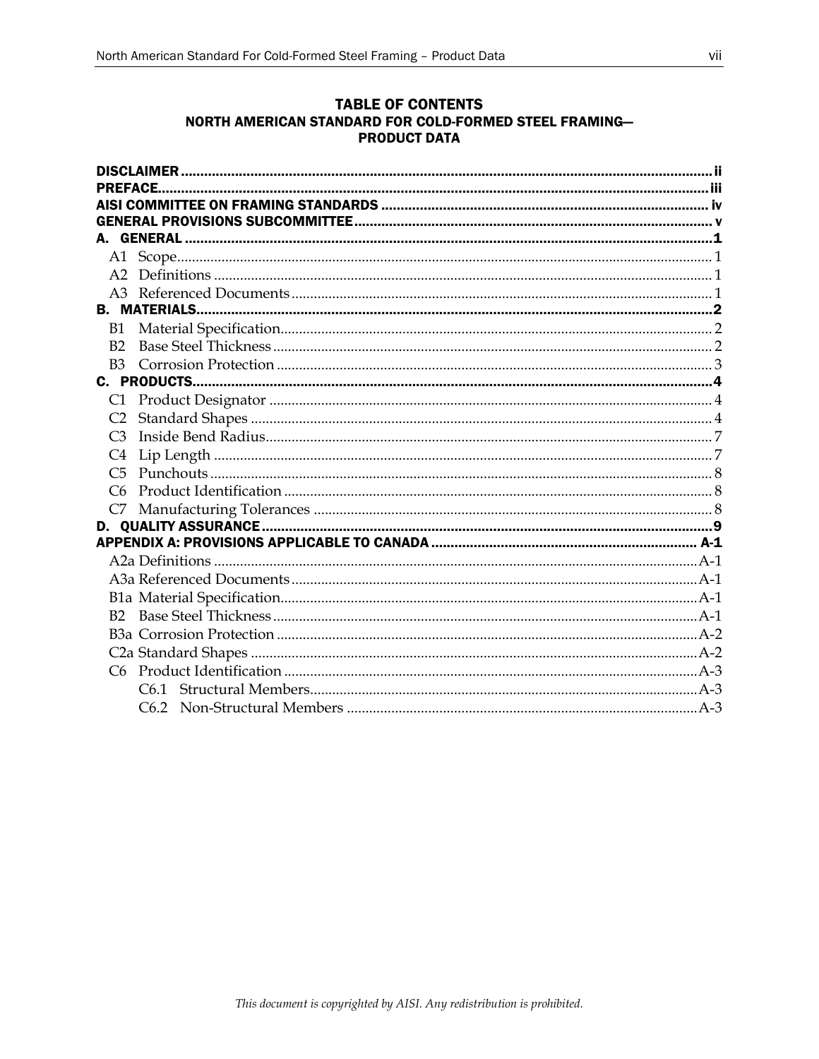# TABLE OF CONTENTS
## NORTH AMERICAN STANDARD FOR COLD-FORMED STEEL FRAMING— PRODUCT DATA

**DISCLAIMER** ........................................................ ii
**PREFACE** ........................................................ iii
**AISI COMMITTEE ON FRAMING STANDARDS** ........................................................ iv
**GENERAL PROVISIONS SUBCOMMITTEE** ........................................................ v
**A. GENERAL** ........................................................ 1
- A1 Scope ........................................................ 1
- A2 Definitions ........................................................ 1
- A3 Referenced Documents ........................................................ 1

**B. MATERIALS** ........................................................ 2
- B1 Material Specification ........................................................ 2
- B2 Base Steel Thickness ........................................................ 2
- B3 Corrosion Protection ........................................................ 3

**C. PRODUCTS** ........................................................ 4
- C1 Product Designator ........................................................ 4
- C2 Standard Shapes ........................................................ 4
- C3 Inside Bend Radius ........................................................ 7
- C4 Lip Length ........................................................ 7
- C5 Punchouts ........................................................ 8
- C6 Product Identification ........................................................ 8
- C7 Manufacturing Tolerances ........................................................ 8

**D. QUALITY ASSURANCE** ........................................................ 9
**APPENDIX A: PROVISIONS APPLICABLE TO CANADA** ........................................................ A-1
- A2a Definitions ........................................................ A-1
- A3a Referenced Documents ........................................................ A-1
- B1a Material Specification ........................................................ A-1
- B2 Base Steel Thickness ........................................................ A-1
- B3a Corrosion Protection ........................................................ A-2
- C2a Standard Shapes ........................................................ A-2
- C6 Product Identification ........................................................ A-3
  - C6.1 Structural Members ........................................................ A-3
  - C6.2 Non-Structural Members ........................................................ A-3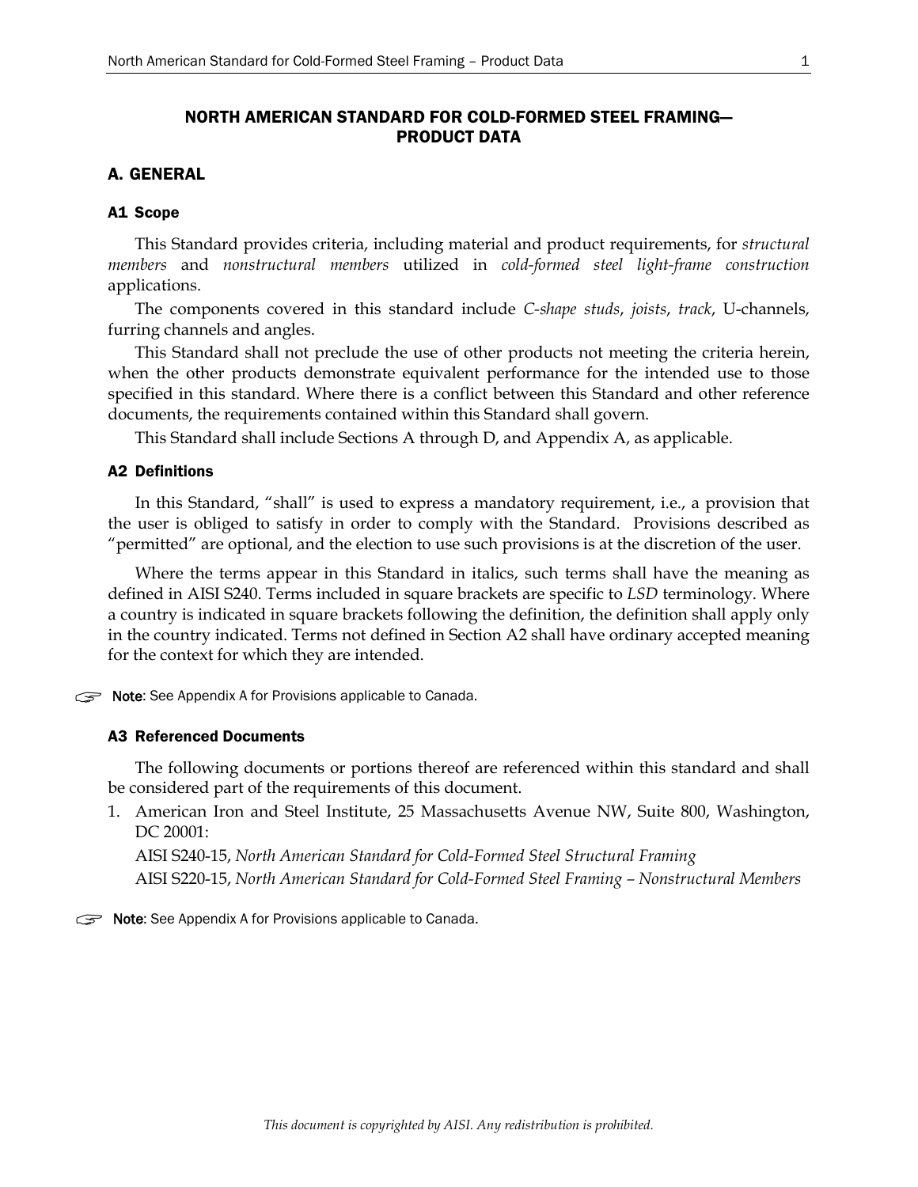# NORTH AMERICAN STANDARD FOR COLD-FORMED STEEL FRAMING— PRODUCT DATA

## A. GENERAL

### A1 Scope

This Standard provides criteria, including material and product requirements, for *structural members* and *nonstructural members* utilized in *cold-formed steel light-frame construction* applications.

The components covered in this standard include *C-shape studs*, *joists*, *track*, U-channels, furring channels and angles.

This Standard shall not preclude the use of other products not meeting the criteria herein, when the other products demonstrate equivalent performance for the intended use to those specified in this standard. Where there is a conflict between this Standard and other reference documents, the requirements contained within this Standard shall govern.

This Standard shall include Sections A through D, and Appendix A, as applicable.

### A2 Definitions

In this Standard, "shall" is used to express a mandatory requirement, i.e., a provision that the user is obliged to satisfy in order to comply with the Standard. Provisions described as "permitted" are optional, and the election to use such provisions is at the discretion of the user.

Where the terms appear in this Standard in italics, such terms shall have the meaning as defined in AISI S240. Terms included in square brackets are specific to *LSD* terminology. Where a country is indicated in square brackets following the definition, the definition shall apply only in the country indicated. Terms not defined in Section A2 shall have ordinary accepted meaning for the context for which they are intended.

☞ **Note**: See Appendix A for Provisions applicable to Canada.

### A3 Referenced Documents

The following documents or portions thereof are referenced within this standard and shall be considered part of the requirements of this document.

1. American Iron and Steel Institute, 25 Massachusetts Avenue NW, Suite 800, Washington, DC 20001:

   AISI S240-15, *North American Standard for Cold-Formed Steel Structural Framing*

   AISI S220-15, *North American Standard for Cold-Formed Steel Framing – Nonstructural Members*

☞ **Note**: See Appendix A for Provisions applicable to Canada.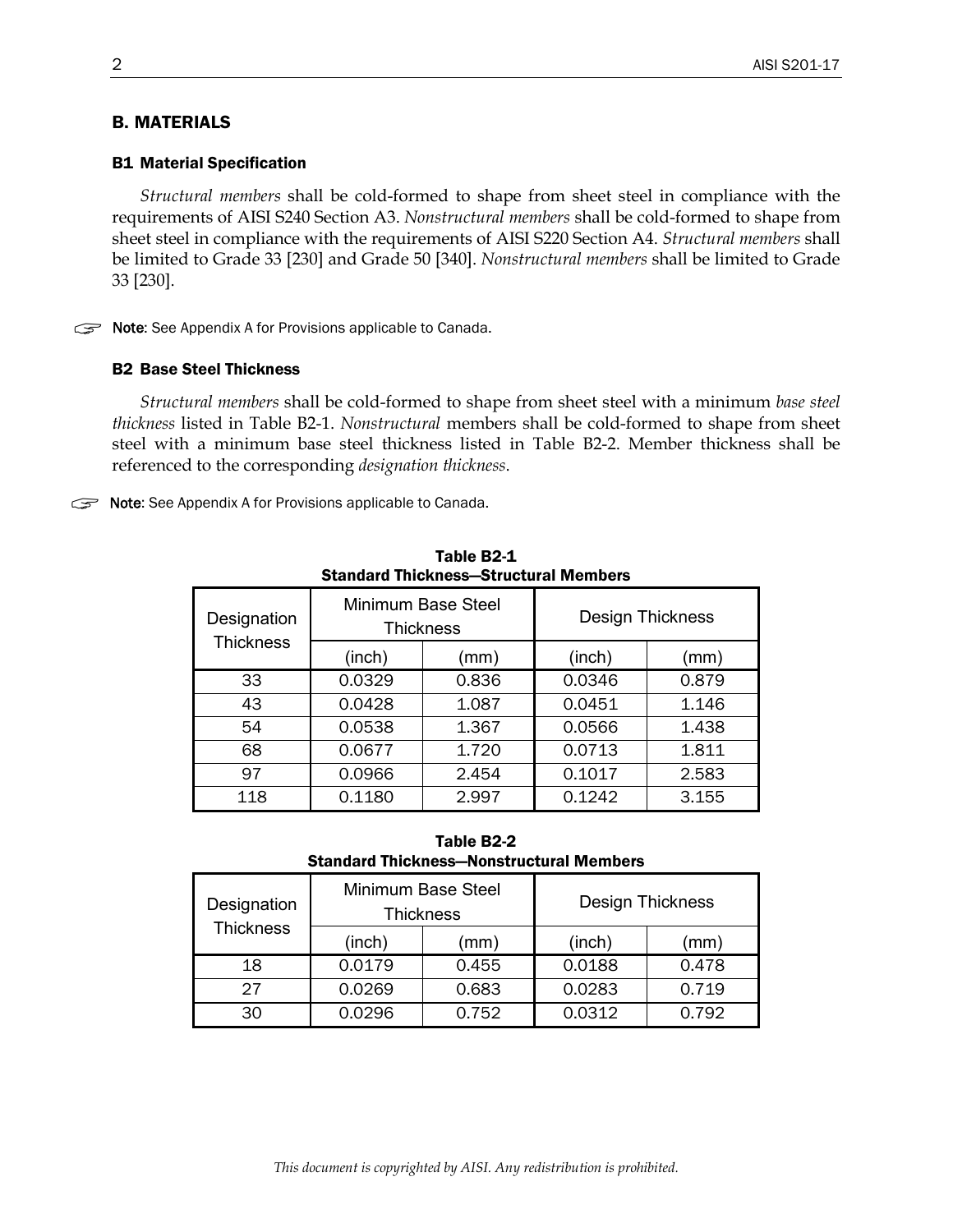## B. MATERIALS

### B1 Material Specification

*Structural members* shall be cold-formed to shape from sheet steel in compliance with the requirements of AISI S240 Section A3. *Nonstructural members* shall be cold-formed to shape from sheet steel in compliance with the requirements of AISI S220 Section A4. *Structural members* shall be limited to Grade 33 [230] and Grade 50 [340]. *Nonstructural members* shall be limited to Grade 33 [230].

☞ **Note**: See Appendix A for Provisions applicable to Canada.

### B2 Base Steel Thickness

*Structural members* shall be cold-formed to shape from sheet steel with a minimum *base steel thickness* listed in Table B2-1. *Nonstructural* members shall be cold-formed to shape from sheet steel with a minimum base steel thickness listed in Table B2-2. Member thickness shall be referenced to the corresponding *designation thickness*.

☞ **Note**: See Appendix A for Provisions applicable to Canada.

**Table B2-1**
**Standard Thickness—Structural Members**

| Designation Thickness | Minimum Base Steel Thickness | | Design Thickness | |
|---|---|---|---|---|
| | (inch) | (mm) | (inch) | (mm) |
| 33 | 0.0329 | 0.836 | 0.0346 | 0.879 |
| 43 | 0.0428 | 1.087 | 0.0451 | 1.146 |
| 54 | 0.0538 | 1.367 | 0.0566 | 1.438 |
| 68 | 0.0677 | 1.720 | 0.0713 | 1.811 |
| 97 | 0.0966 | 2.454 | 0.1017 | 2.583 |
| 118 | 0.1180 | 2.997 | 0.1242 | 3.155 |

**Table B2-2**
**Standard Thickness—Nonstructural Members**

| Designation Thickness | Minimum Base Steel Thickness | | Design Thickness | |
|---|---|---|---|---|
| | (inch) | (mm) | (inch) | (mm) |
| 18 | 0.0179 | 0.455 | 0.0188 | 0.478 |
| 27 | 0.0269 | 0.683 | 0.0283 | 0.719 |
| 30 | 0.0296 | 0.752 | 0.0312 | 0.792 |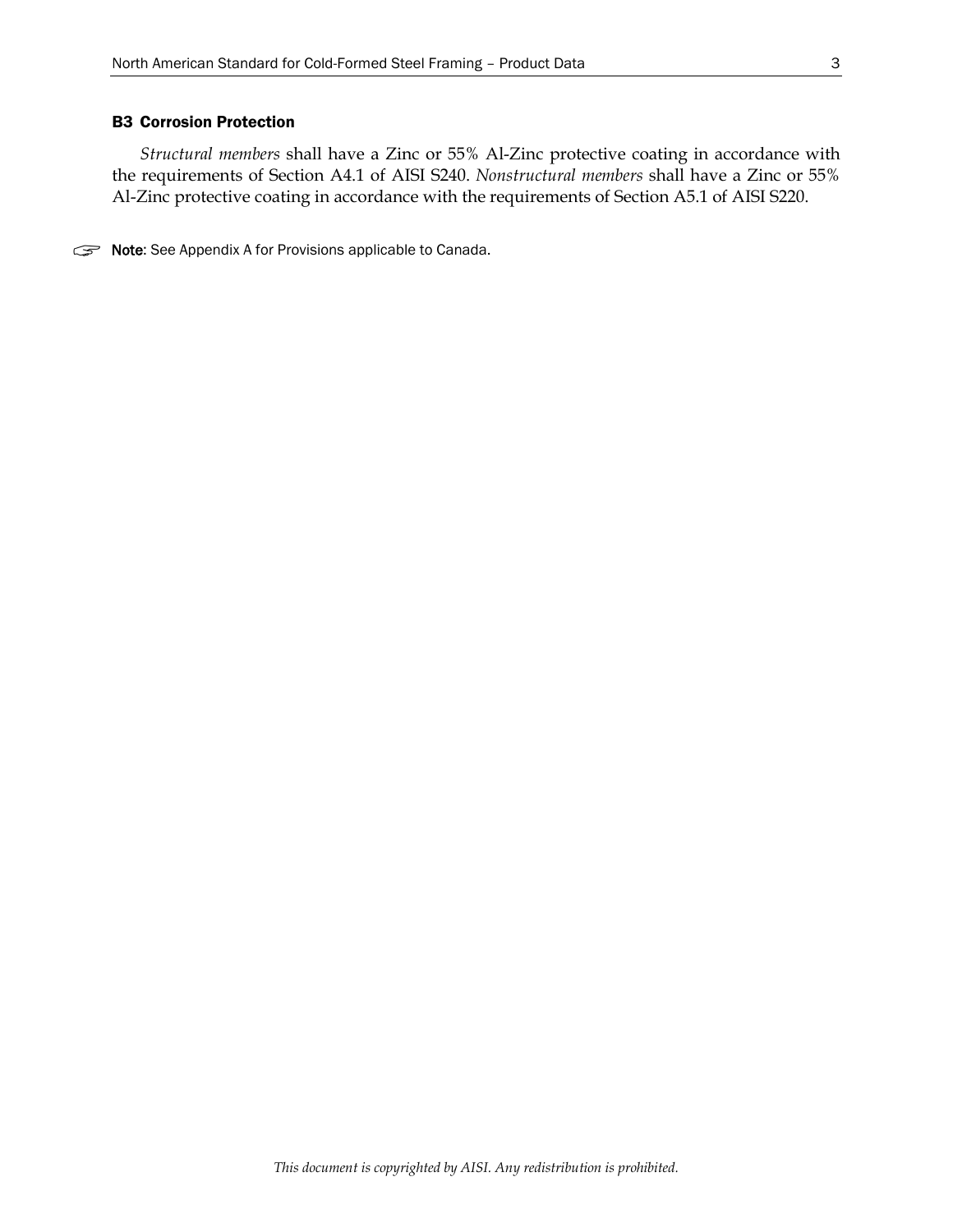### B3 Corrosion Protection

*Structural members* shall have a Zinc or 55% Al-Zinc protective coating in accordance with the requirements of Section A4.1 of AISI S240. *Nonstructural members* shall have a Zinc or 55% Al-Zinc protective coating in accordance with the requirements of Section A5.1 of AISI S220.

☞ **Note**: See Appendix A for Provisions applicable to Canada.

*This document is copyrighted by AISI. Any redistribution is prohibited.*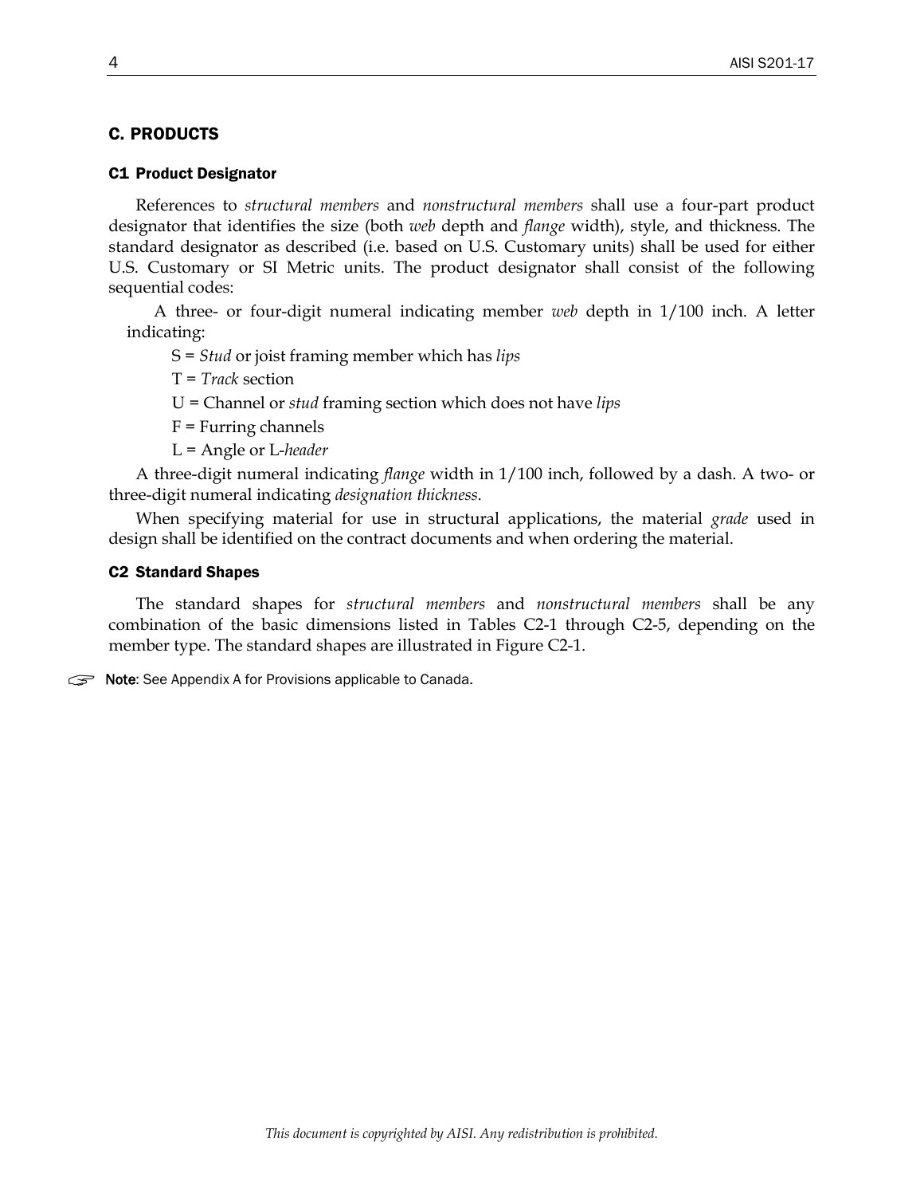## C. PRODUCTS

### C1 Product Designator

References to *structural members* and *nonstructural members* shall use a four-part product designator that identifies the size (both *web* depth and *flange* width), style, and thickness. The standard designator as described (i.e. based on U.S. Customary units) shall be used for either U.S. Customary or SI Metric units. The product designator shall consist of the following sequential codes:

A three- or four-digit numeral indicating member *web* depth in 1/100 inch. A letter indicating:

S = *Stud* or joist framing member which has *lips*

T = *Track* section

U = Channel or *stud* framing section which does not have *lips*

F = Furring channels

L = Angle or L-*header*

A three-digit numeral indicating *flange* width in 1/100 inch, followed by a dash. A two- or three-digit numeral indicating *designation thickness*.

When specifying material for use in structural applications, the material *grade* used in design shall be identified on the contract documents and when ordering the material.

### C2 Standard Shapes

The standard shapes for *structural members* and *nonstructural members* shall be any combination of the basic dimensions listed in Tables C2-1 through C2-5, depending on the member type. The standard shapes are illustrated in Figure C2-1.

☞ **Note:** See Appendix A for Provisions applicable to Canada.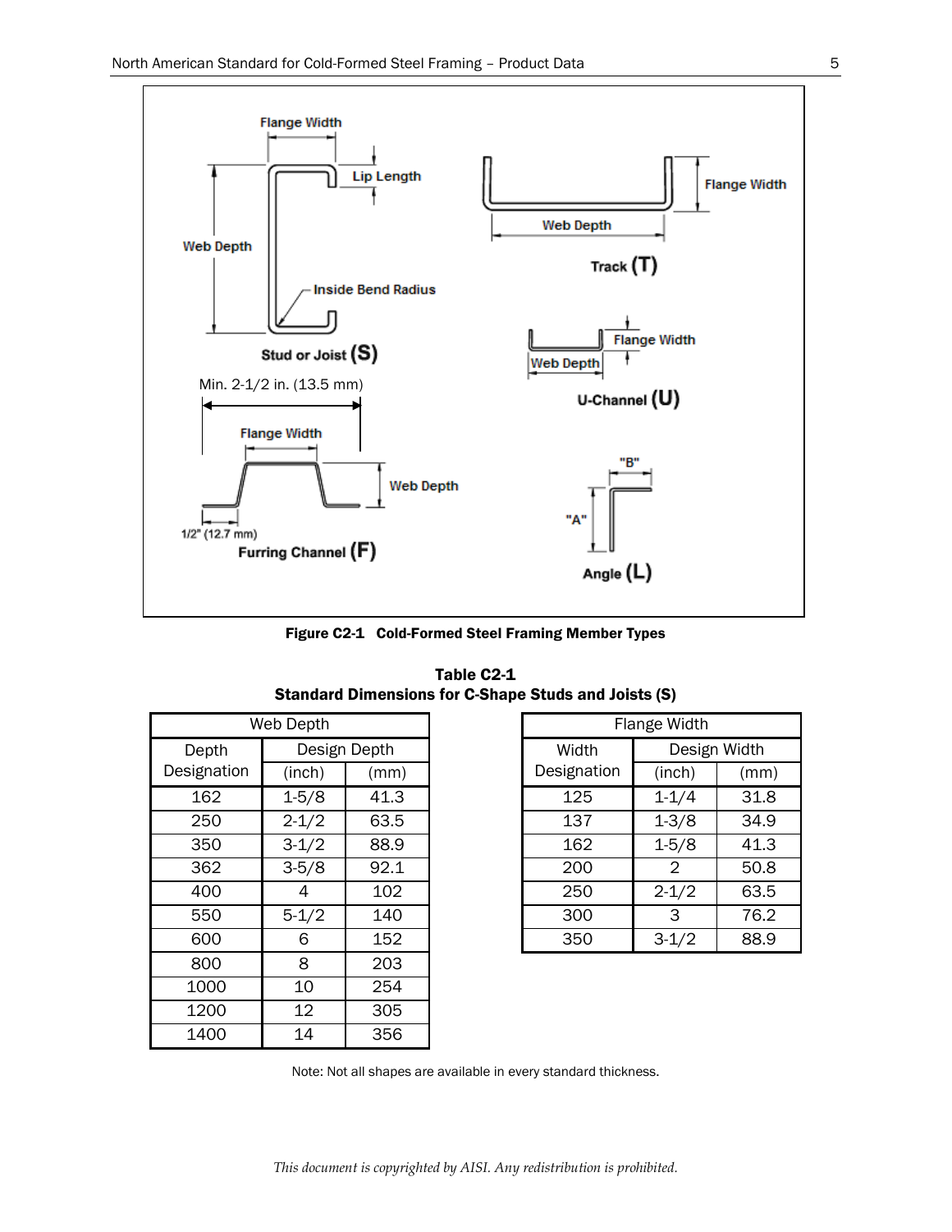**Figure C2-1 Cold-Formed Steel Framing Member Types**

**Table C2-1**
**Standard Dimensions for C-Shape Studs and Joists (S)**

| Web Depth | | |
|---|---|---|
| Depth Designation | Design Depth (inch) | Design Depth (mm) |
| 162 | 1-5/8 | 41.3 |
| 250 | 2-1/2 | 63.5 |
| 350 | 3-1/2 | 88.9 |
| 362 | 3-5/8 | 92.1 |
| 400 | 4 | 102 |
| 550 | 5-1/2 | 140 |
| 600 | 6 | 152 |
| 800 | 8 | 203 |
| 1000 | 10 | 254 |
| 1200 | 12 | 305 |
| 1400 | 14 | 356 |

| Flange Width | | |
|---|---|---|
| Width Designation | Design Width (inch) | Design Width (mm) |
| 125 | 1-1/4 | 31.8 |
| 137 | 1-3/8 | 34.9 |
| 162 | 1-5/8 | 41.3 |
| 200 | 2 | 50.8 |
| 250 | 2-1/2 | 63.5 |
| 300 | 3 | 76.2 |
| 350 | 3-1/2 | 88.9 |

Note: Not all shapes are available in every standard thickness.

*This document is copyrighted by AISI. Any redistribution is prohibited.*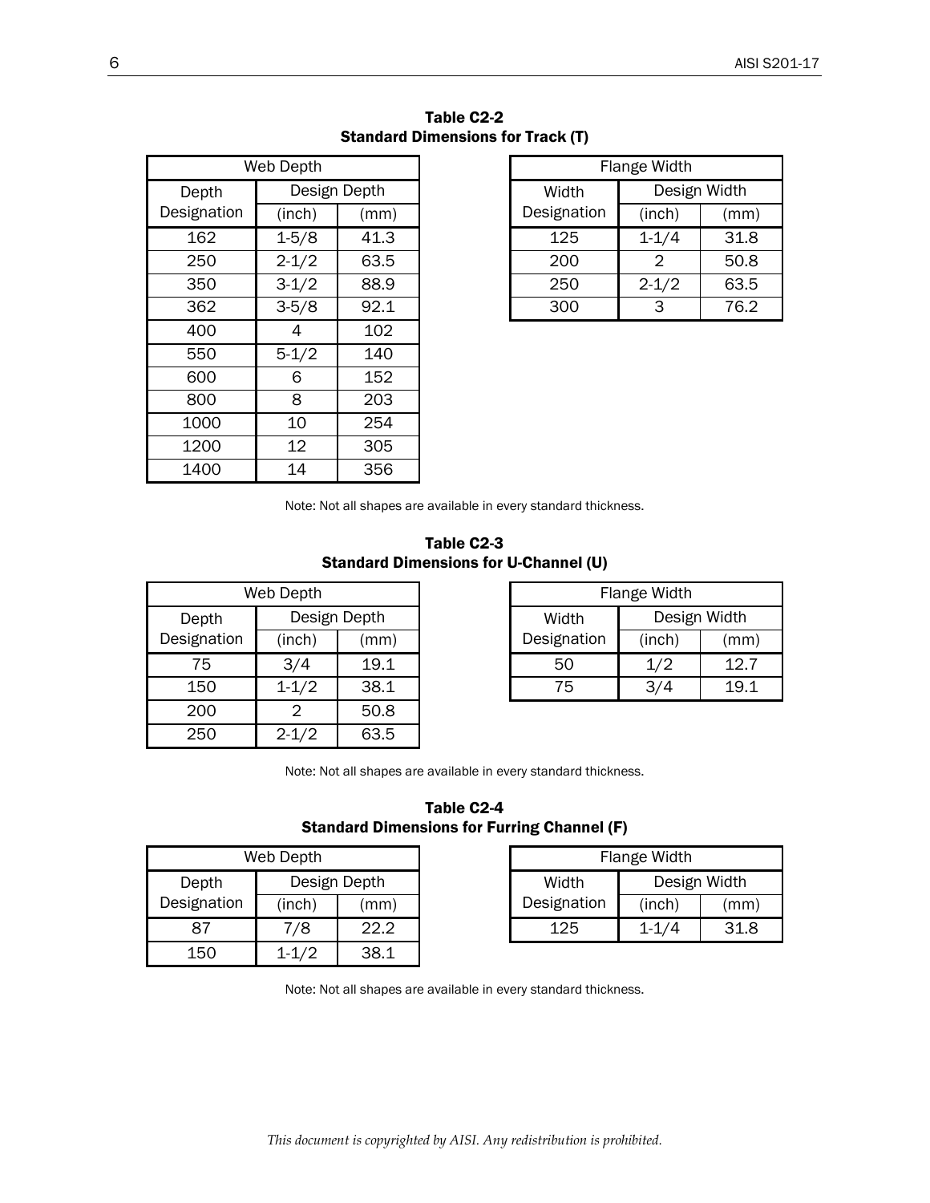**Table C2-2**
**Standard Dimensions for Track (T)**

| Web Depth | | |
|---|---|---|
| Depth Designation | Design Depth (inch) | Design Depth (mm) |
| 162 | 1-5/8 | 41.3 |
| 250 | 2-1/2 | 63.5 |
| 350 | 3-1/2 | 88.9 |
| 362 | 3-5/8 | 92.1 |
| 400 | 4 | 102 |
| 550 | 5-1/2 | 140 |
| 600 | 6 | 152 |
| 800 | 8 | 203 |
| 1000 | 10 | 254 |
| 1200 | 12 | 305 |
| 1400 | 14 | 356 |

| Flange Width | | |
|---|---|---|
| Width Designation | Design Width (inch) | Design Width (mm) |
| 125 | 1-1/4 | 31.8 |
| 200 | 2 | 50.8 |
| 250 | 2-1/2 | 63.5 |
| 300 | 3 | 76.2 |

Note: Not all shapes are available in every standard thickness.

**Table C2-3**
**Standard Dimensions for U-Channel (U)**

| Web Depth | | |
|---|---|---|
| Depth Designation | Design Depth (inch) | Design Depth (mm) |
| 75 | 3/4 | 19.1 |
| 150 | 1-1/2 | 38.1 |
| 200 | 2 | 50.8 |
| 250 | 2-1/2 | 63.5 |

| Flange Width | | |
|---|---|---|
| Width Designation | Design Width (inch) | Design Width (mm) |
| 50 | 1/2 | 12.7 |
| 75 | 3/4 | 19.1 |

Note: Not all shapes are available in every standard thickness.

**Table C2-4**
**Standard Dimensions for Furring Channel (F)**

| Web Depth | | |
|---|---|---|
| Depth Designation | Design Depth (inch) | Design Depth (mm) |
| 87 | 7/8 | 22.2 |
| 150 | 1-1/2 | 38.1 |

| Flange Width | | |
|---|---|---|
| Width Designation | Design Width (inch) | Design Width (mm) |
| 125 | 1-1/4 | 31.8 |

Note: Not all shapes are available in every standard thickness.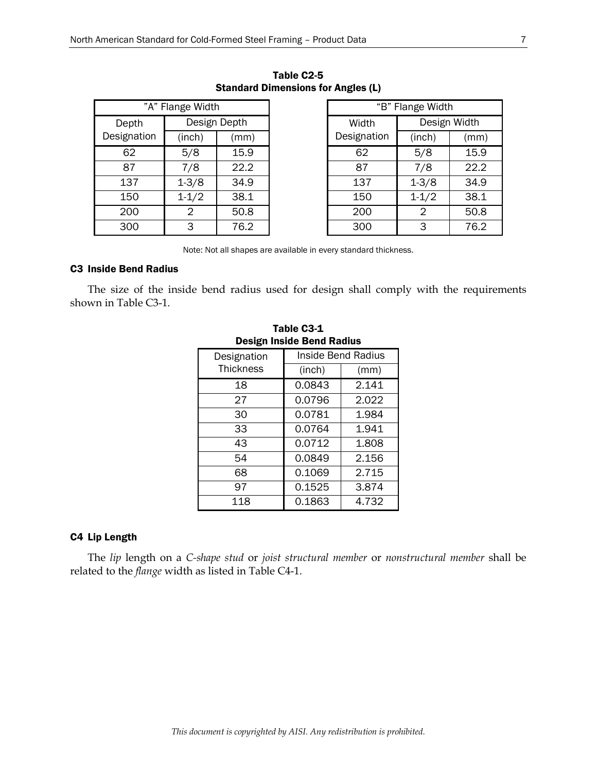**Table C2-5**
**Standard Dimensions for Angles (L)**

| "A" Flange Width | | |
|---|---|---|
| Depth Designation | Design Depth | |
| | (inch) | (mm) |
| 62 | 5/8 | 15.9 |
| 87 | 7/8 | 22.2 |
| 137 | 1-3/8 | 34.9 |
| 150 | 1-1/2 | 38.1 |
| 200 | 2 | 50.8 |
| 300 | 3 | 76.2 |

| "B" Flange Width | | |
|---|---|---|
| Width Designation | Design Width | |
| | (inch) | (mm) |
| 62 | 5/8 | 15.9 |
| 87 | 7/8 | 22.2 |
| 137 | 1-3/8 | 34.9 |
| 150 | 1-1/2 | 38.1 |
| 200 | 2 | 50.8 |
| 300 | 3 | 76.2 |

Note: Not all shapes are available in every standard thickness.

### C3 Inside Bend Radius

The size of the inside bend radius used for design shall comply with the requirements shown in Table C3-1.

**Table C3-1**
**Design Inside Bend Radius**

| Designation Thickness | Inside Bend Radius | |
|---|---|---|
| | (inch) | (mm) |
| 18 | 0.0843 | 2.141 |
| 27 | 0.0796 | 2.022 |
| 30 | 0.0781 | 1.984 |
| 33 | 0.0764 | 1.941 |
| 43 | 0.0712 | 1.808 |
| 54 | 0.0849 | 2.156 |
| 68 | 0.1069 | 2.715 |
| 97 | 0.1525 | 3.874 |
| 118 | 0.1863 | 4.732 |

### C4 Lip Length

The *lip* length on a *C-shape stud* or *joist structural member* or *nonstructural member* shall be related to the *flange* width as listed in Table C4-1.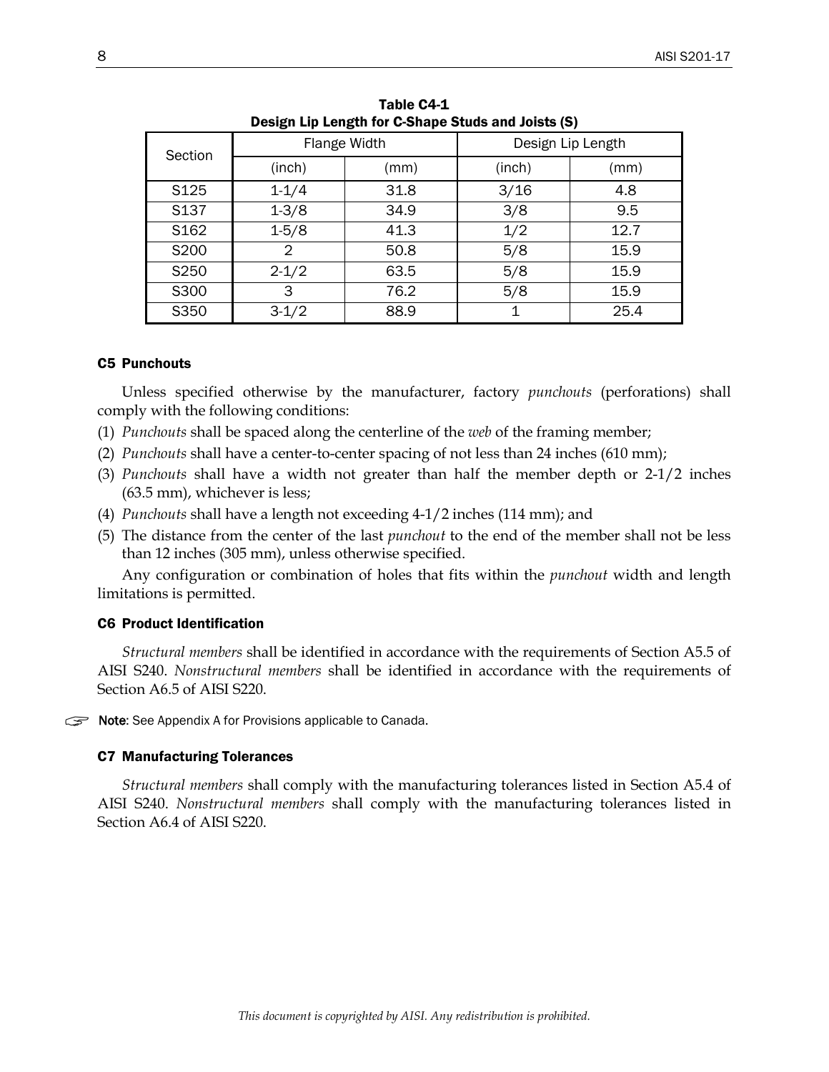**Table C4-1**
**Design Lip Length for C-Shape Studs and Joists (S)**

| Section | Flange Width | | Design Lip Length | |
|---|---|---|---|---|
| | (inch) | (mm) | (inch) | (mm) |
| S125 | 1-1/4 | 31.8 | 3/16 | 4.8 |
| S137 | 1-3/8 | 34.9 | 3/8 | 9.5 |
| S162 | 1-5/8 | 41.3 | 1/2 | 12.7 |
| S200 | 2 | 50.8 | 5/8 | 15.9 |
| S250 | 2-1/2 | 63.5 | 5/8 | 15.9 |
| S300 | 3 | 76.2 | 5/8 | 15.9 |
| S350 | 3-1/2 | 88.9 | 1 | 25.4 |

### C5 Punchouts

Unless specified otherwise by the manufacturer, factory *punchouts* (perforations) shall comply with the following conditions:

(1) *Punchouts* shall be spaced along the centerline of the *web* of the framing member;

(2) *Punchouts* shall have a center-to-center spacing of not less than 24 inches (610 mm);

(3) *Punchouts* shall have a width not greater than half the member depth or 2-1/2 inches (63.5 mm), whichever is less;

(4) *Punchouts* shall have a length not exceeding 4-1/2 inches (114 mm); and

(5) The distance from the center of the last *punchout* to the end of the member shall not be less than 12 inches (305 mm), unless otherwise specified.

Any configuration or combination of holes that fits within the *punchout* width and length limitations is permitted.

### C6 Product Identification

*Structural members* shall be identified in accordance with the requirements of Section A5.5 of AISI S240. *Nonstructural members* shall be identified in accordance with the requirements of Section A6.5 of AISI S220.

☞ **Note**: See Appendix A for Provisions applicable to Canada.

### C7 Manufacturing Tolerances

*Structural members* shall comply with the manufacturing tolerances listed in Section A5.4 of AISI S240. *Nonstructural members* shall comply with the manufacturing tolerances listed in Section A6.4 of AISI S220.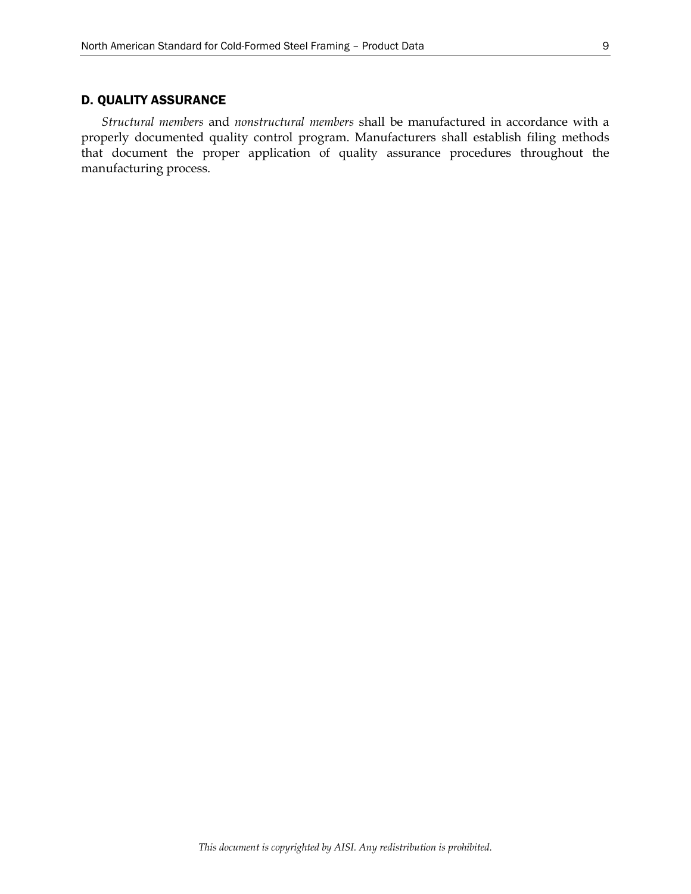## D. QUALITY ASSURANCE

*Structural members* and *nonstructural members* shall be manufactured in accordance with a properly documented quality control program. Manufacturers shall establish filing methods that document the proper application of quality assurance procedures throughout the manufacturing process.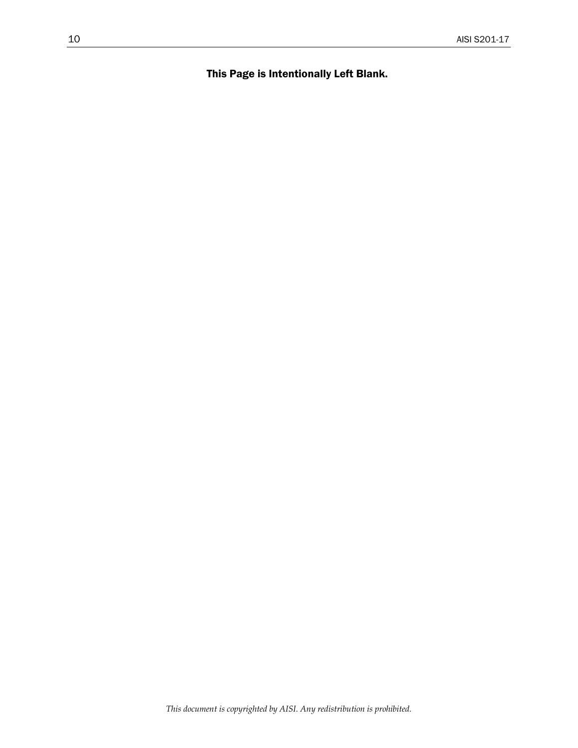**This Page is Intentionally Left Blank.**

*This document is copyrighted by AISI. Any redistribution is prohibited.*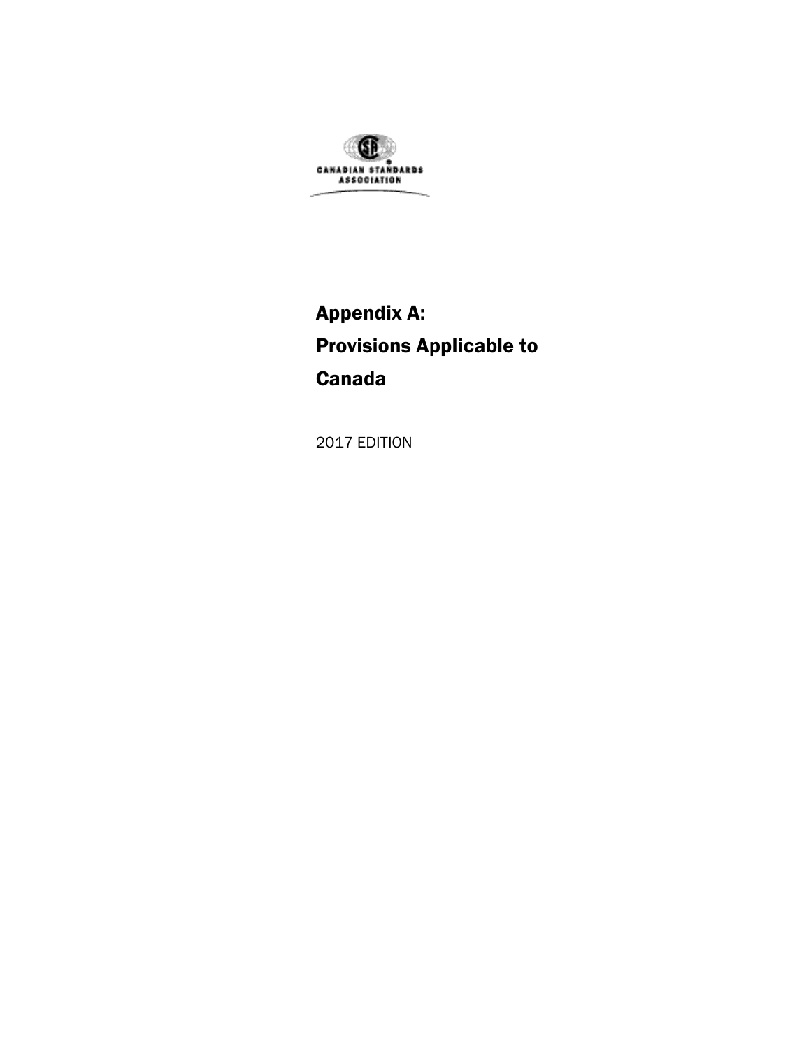CANADIAN STANDARDS ASSOCIATION

# Appendix A: Provisions Applicable to Canada

2017 EDITION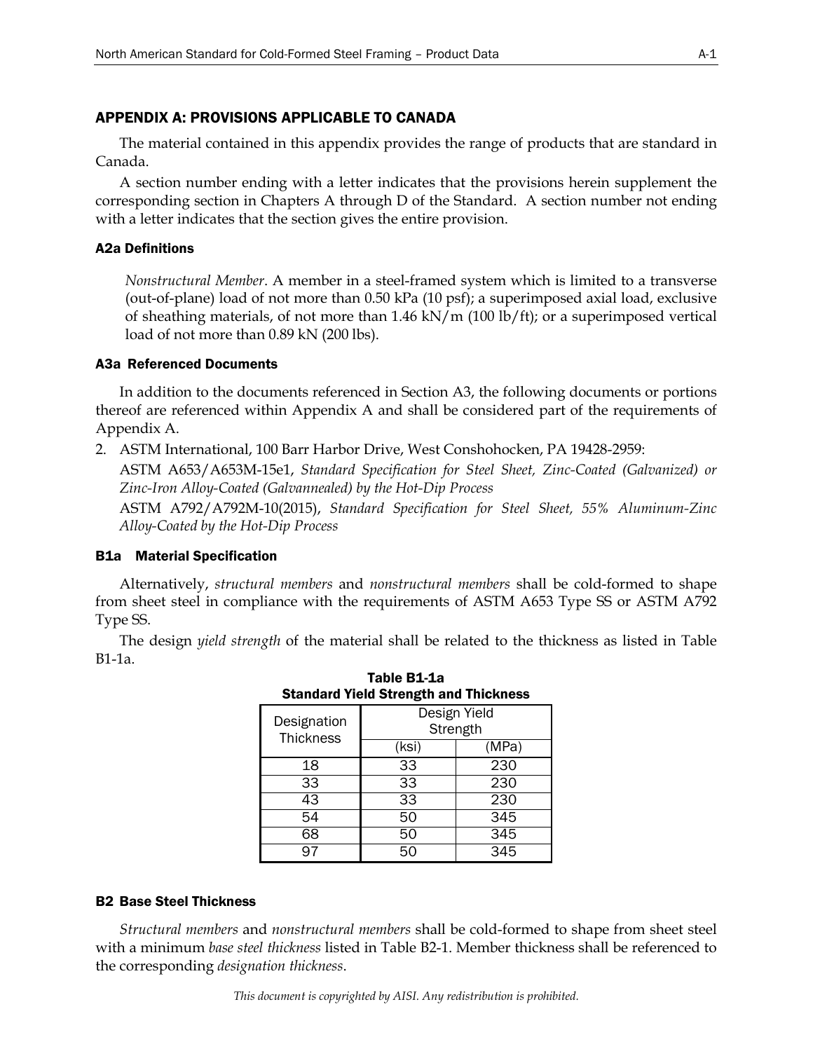## APPENDIX A: PROVISIONS APPLICABLE TO CANADA

The material contained in this appendix provides the range of products that are standard in Canada.

A section number ending with a letter indicates that the provisions herein supplement the corresponding section in Chapters A through D of the Standard. A section number not ending with a letter indicates that the section gives the entire provision.

### A2a Definitions

*Nonstructural Member*. A member in a steel-framed system which is limited to a transverse (out-of-plane) load of not more than 0.50 kPa (10 psf); a superimposed axial load, exclusive of sheathing materials, of not more than 1.46 kN/m (100 lb/ft); or a superimposed vertical load of not more than 0.89 kN (200 lbs).

### A3a Referenced Documents

In addition to the documents referenced in Section A3, the following documents or portions thereof are referenced within Appendix A and shall be considered part of the requirements of Appendix A.

2. ASTM International, 100 Barr Harbor Drive, West Conshohocken, PA 19428-2959:

   ASTM A653/A653M-15e1, *Standard Specification for Steel Sheet, Zinc-Coated (Galvanized) or Zinc-Iron Alloy-Coated (Galvannealed) by the Hot-Dip Process*

   ASTM A792/A792M-10(2015), *Standard Specification for Steel Sheet, 55% Aluminum-Zinc Alloy-Coated by the Hot-Dip Process*

### B1a Material Specification

Alternatively, *structural members* and *nonstructural members* shall be cold-formed to shape from sheet steel in compliance with the requirements of ASTM A653 Type SS or ASTM A792 Type SS.

The design *yield strength* of the material shall be related to the thickness as listed in Table B1-1a.

**Table B1-1a**
**Standard Yield Strength and Thickness**

| Designation Thickness | Design Yield Strength | |
|---|---|---|
| | (ksi) | (MPa) |
| 18 | 33 | 230 |
| 33 | 33 | 230 |
| 43 | 33 | 230 |
| 54 | 50 | 345 |
| 68 | 50 | 345 |
| 97 | 50 | 345 |

### B2 Base Steel Thickness

*Structural members* and *nonstructural members* shall be cold-formed to shape from sheet steel with a minimum *base steel thickness* listed in Table B2-1. Member thickness shall be referenced to the corresponding *designation thickness*.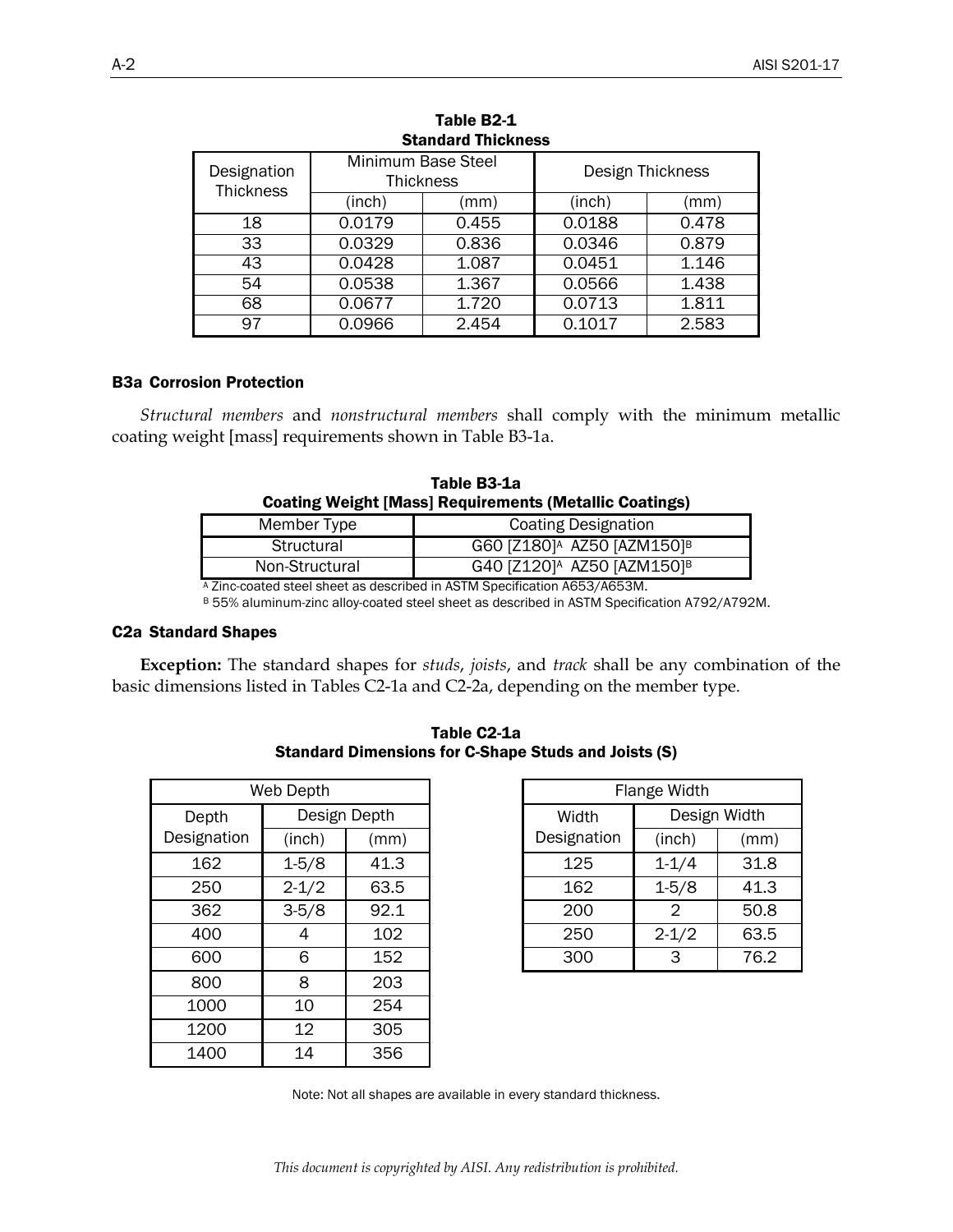**Table B2-1**
**Standard Thickness**

| Designation Thickness | Minimum Base Steel Thickness | | Design Thickness | |
|---|---|---|---|---|
| | (inch) | (mm) | (inch) | (mm) |
| 18 | 0.0179 | 0.455 | 0.0188 | 0.478 |
| 33 | 0.0329 | 0.836 | 0.0346 | 0.879 |
| 43 | 0.0428 | 1.087 | 0.0451 | 1.146 |
| 54 | 0.0538 | 1.367 | 0.0566 | 1.438 |
| 68 | 0.0677 | 1.720 | 0.0713 | 1.811 |
| 97 | 0.0966 | 2.454 | 0.1017 | 2.583 |

### B3a Corrosion Protection

*Structural members* and *nonstructural members* shall comply with the minimum metallic coating weight [mass] requirements shown in Table B3-1a.

**Table B3-1a**
**Coating Weight [Mass] Requirements (Metallic Coatings)**

| Member Type | Coating Designation |
|---|---|
| Structural | G60 [Z180][A] AZ50 [AZM150][B] |
| Non-Structural | G40 [Z120][A] AZ50 [AZM150][B] |

[A] Zinc-coated steel sheet as described in ASTM Specification A653/A653M.
[B] 55% aluminum-zinc alloy-coated steel sheet as described in ASTM Specification A792/A792M.

### C2a Standard Shapes

**Exception:** The standard shapes for *studs*, *joists*, and *track* shall be any combination of the basic dimensions listed in Tables C2-1a and C2-2a, depending on the member type.

**Table C2-1a**
**Standard Dimensions for C-Shape Studs and Joists (S)**

| Web Depth | | |
|---|---|---|
| Depth Designation | Design Depth | |
| | (inch) | (mm) |
| 162 | 1-5/8 | 41.3 |
| 250 | 2-1/2 | 63.5 |
| 362 | 3-5/8 | 92.1 |
| 400 | 4 | 102 |
| 600 | 6 | 152 |
| 800 | 8 | 203 |
| 1000 | 10 | 254 |
| 1200 | 12 | 305 |
| 1400 | 14 | 356 |

| Flange Width | | |
|---|---|---|
| Width Designation | Design Width | |
| | (inch) | (mm) |
| 125 | 1-1/4 | 31.8 |
| 162 | 1-5/8 | 41.3 |
| 200 | 2 | 50.8 |
| 250 | 2-1/2 | 63.5 |
| 300 | 3 | 76.2 |

Note: Not all shapes are available in every standard thickness.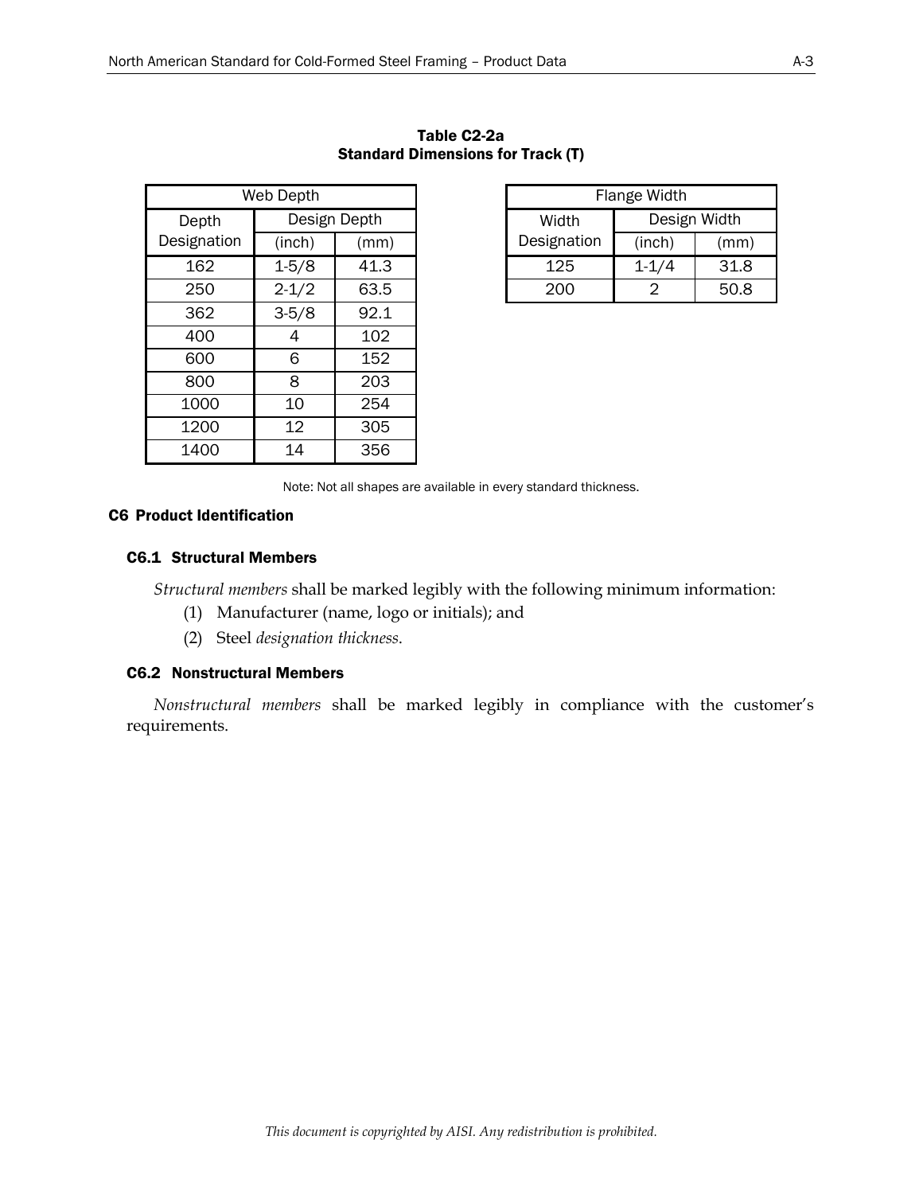**Table C2-2a**
**Standard Dimensions for Track (T)**

| Web Depth | | |
|---|---|---|
| Depth Designation | Design Depth | |
| | (inch) | (mm) |
| 162 | 1-5/8 | 41.3 |
| 250 | 2-1/2 | 63.5 |
| 362 | 3-5/8 | 92.1 |
| 400 | 4 | 102 |
| 600 | 6 | 152 |
| 800 | 8 | 203 |
| 1000 | 10 | 254 |
| 1200 | 12 | 305 |
| 1400 | 14 | 356 |

| Flange Width | | |
|---|---|---|
| Width Designation | Design Width | |
| | (inch) | (mm) |
| 125 | 1-1/4 | 31.8 |
| 200 | 2 | 50.8 |

Note: Not all shapes are available in every standard thickness.

## C6 Product Identification

### C6.1 Structural Members

*Structural members* shall be marked legibly with the following minimum information:

(1) Manufacturer (name, logo or initials); and

(2) Steel *designation thickness*.

### C6.2 Nonstructural Members

*Nonstructural members* shall be marked legibly in compliance with the customer's requirements.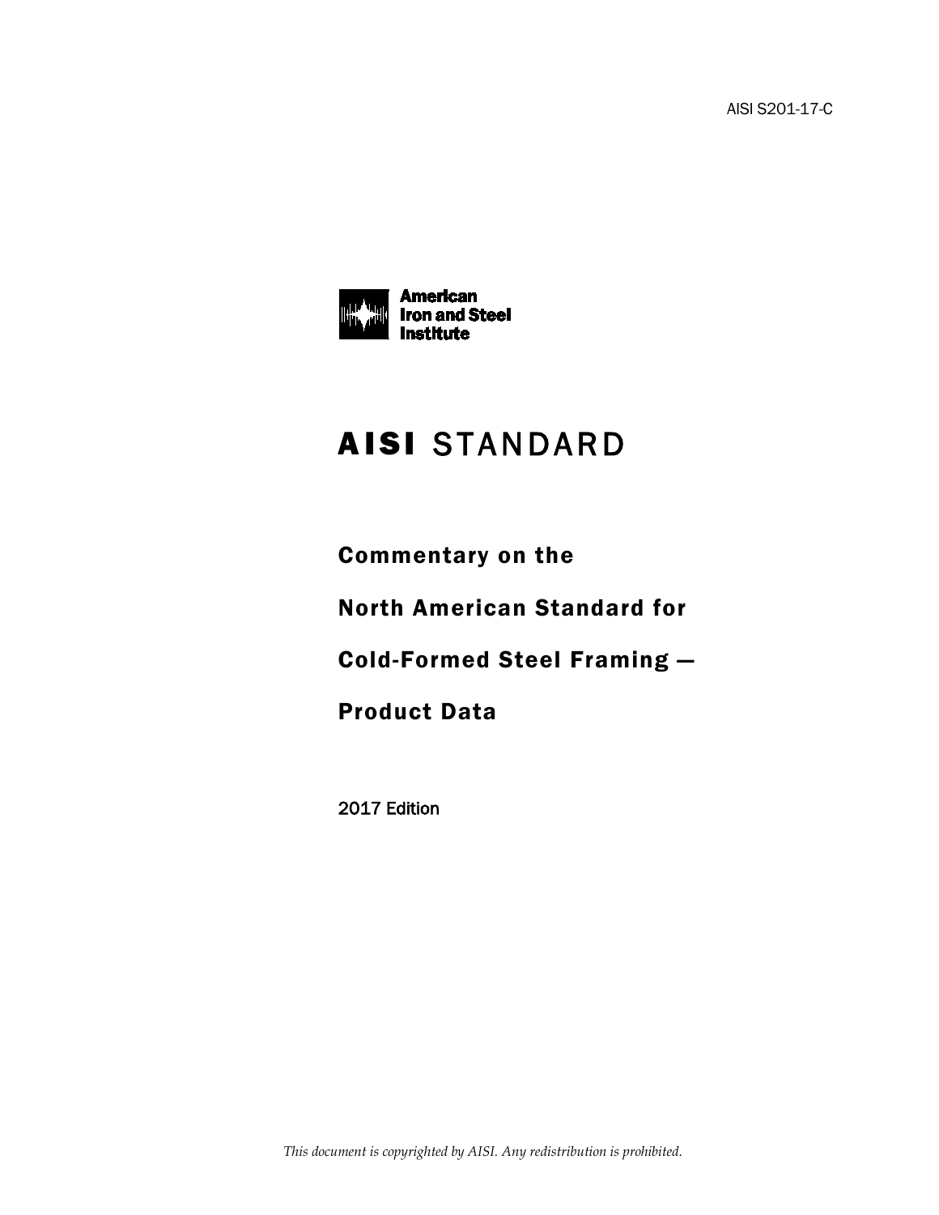AISI S201-17-C

American Iron and Steel Institute

# AISI STANDARD

## Commentary on the

## North American Standard for

## Cold-Formed Steel Framing —

## Product Data

2017 Edition

*This document is copyrighted by AISI. Any redistribution is prohibited.*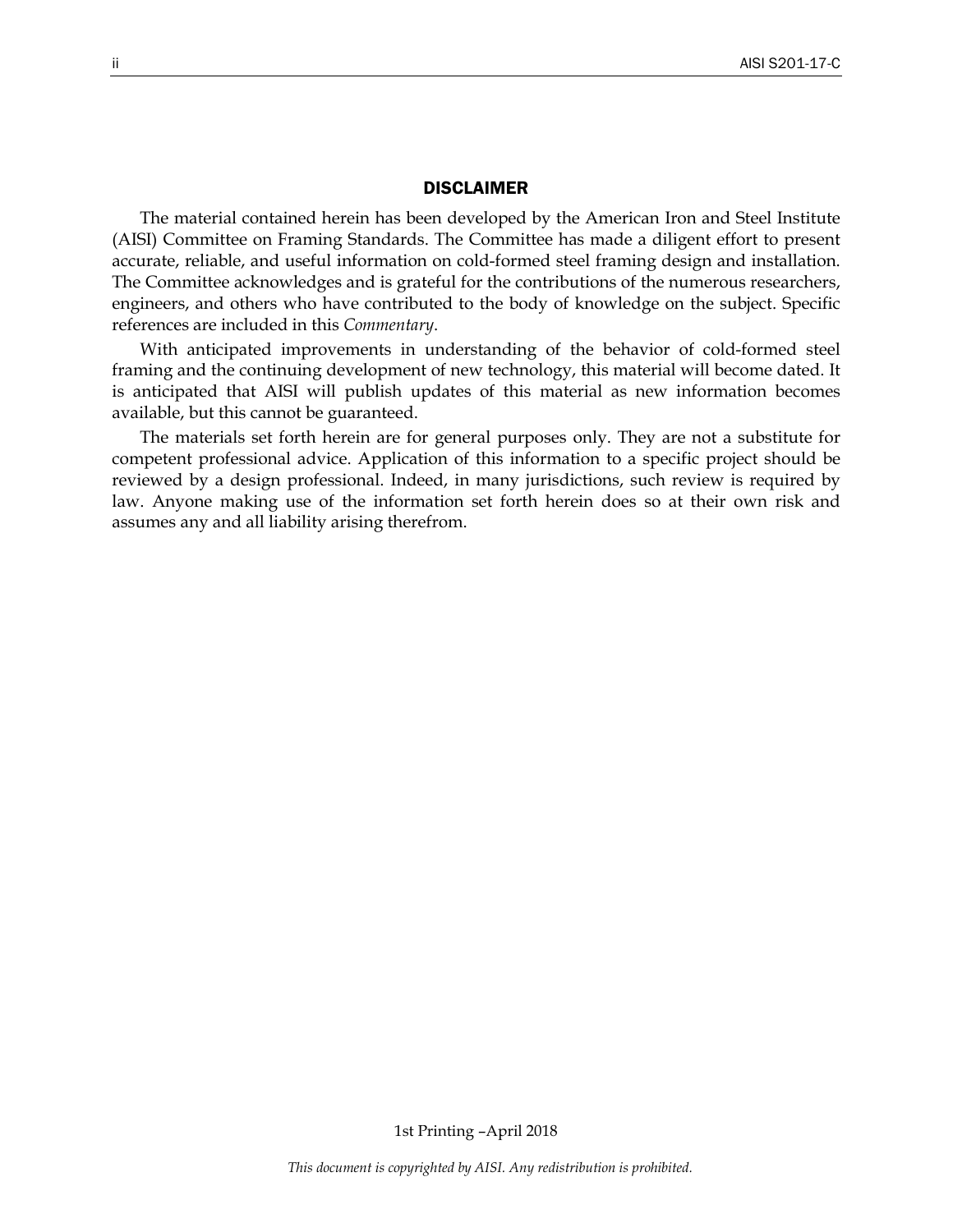## DISCLAIMER

The material contained herein has been developed by the American Iron and Steel Institute (AISI) Committee on Framing Standards. The Committee has made a diligent effort to present accurate, reliable, and useful information on cold-formed steel framing design and installation. The Committee acknowledges and is grateful for the contributions of the numerous researchers, engineers, and others who have contributed to the body of knowledge on the subject. Specific references are included in this *Commentary*.

With anticipated improvements in understanding of the behavior of cold-formed steel framing and the continuing development of new technology, this material will become dated. It is anticipated that AISI will publish updates of this material as new information becomes available, but this cannot be guaranteed.

The materials set forth herein are for general purposes only. They are not a substitute for competent professional advice. Application of this information to a specific project should be reviewed by a design professional. Indeed, in many jurisdictions, such review is required by law. Anyone making use of the information set forth herein does so at their own risk and assumes any and all liability arising therefrom.

1st Printing –April 2018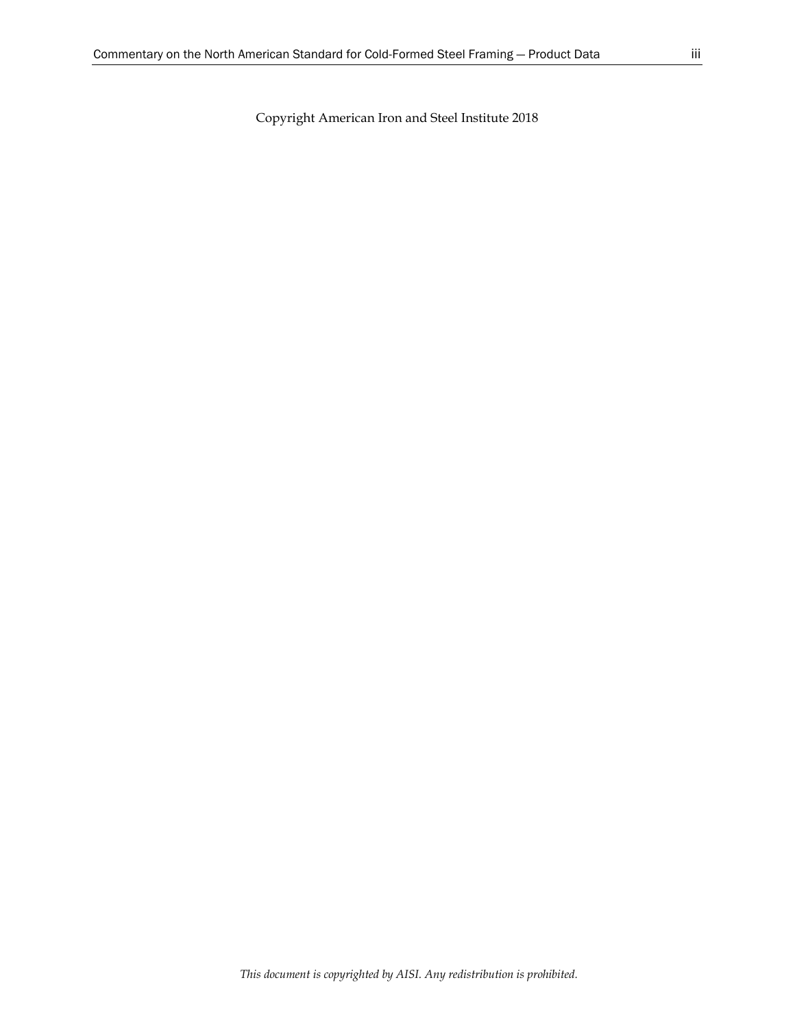Copyright American Iron and Steel Institute 2018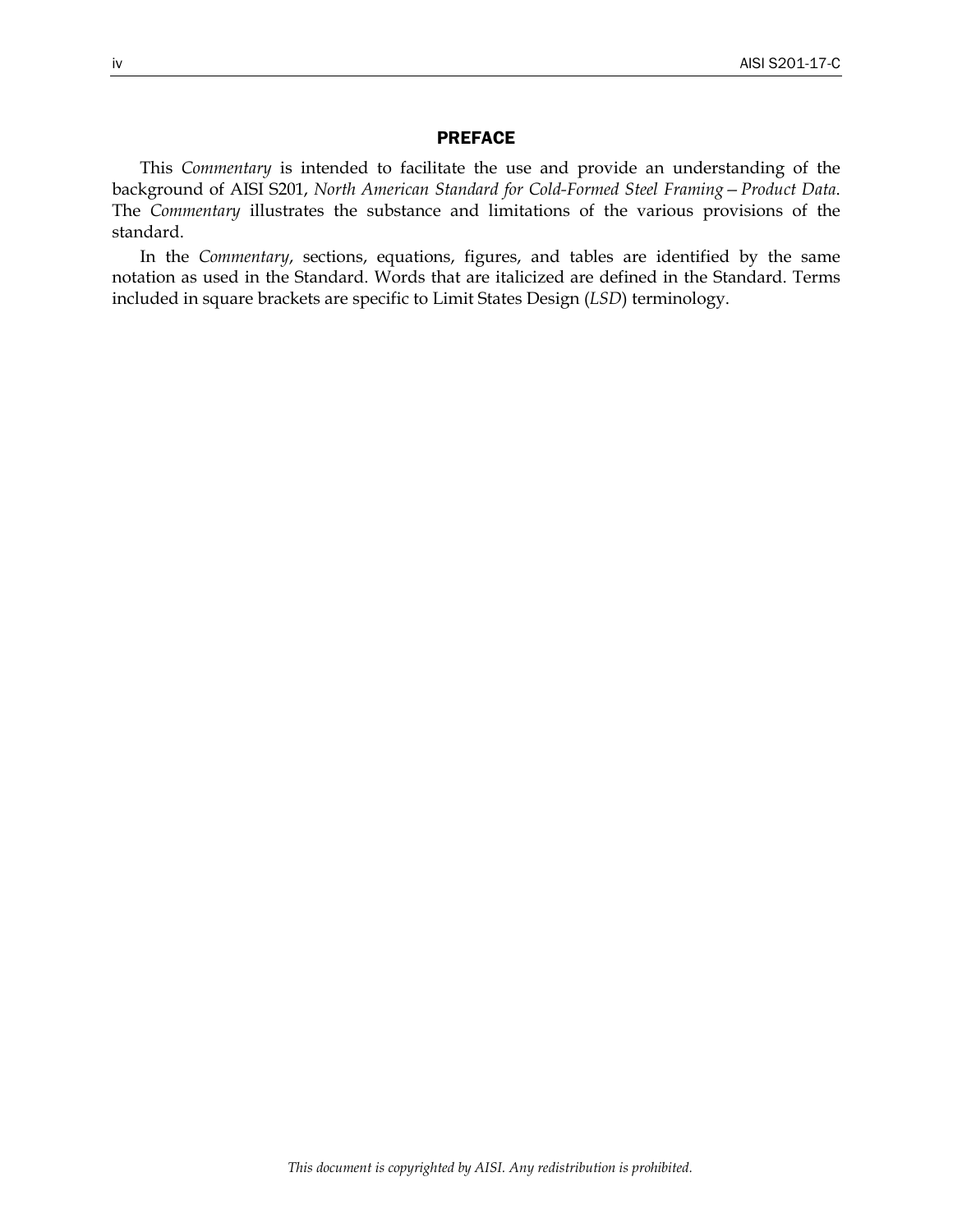## PREFACE

This *Commentary* is intended to facilitate the use and provide an understanding of the background of AISI S201, *North American Standard for Cold-Formed Steel Framing – Product Data.* The *Commentary* illustrates the substance and limitations of the various provisions of the standard.

In the *Commentary*, sections, equations, figures, and tables are identified by the same notation as used in the Standard. Words that are italicized are defined in the Standard. Terms included in square brackets are specific to Limit States Design (*LSD*) terminology.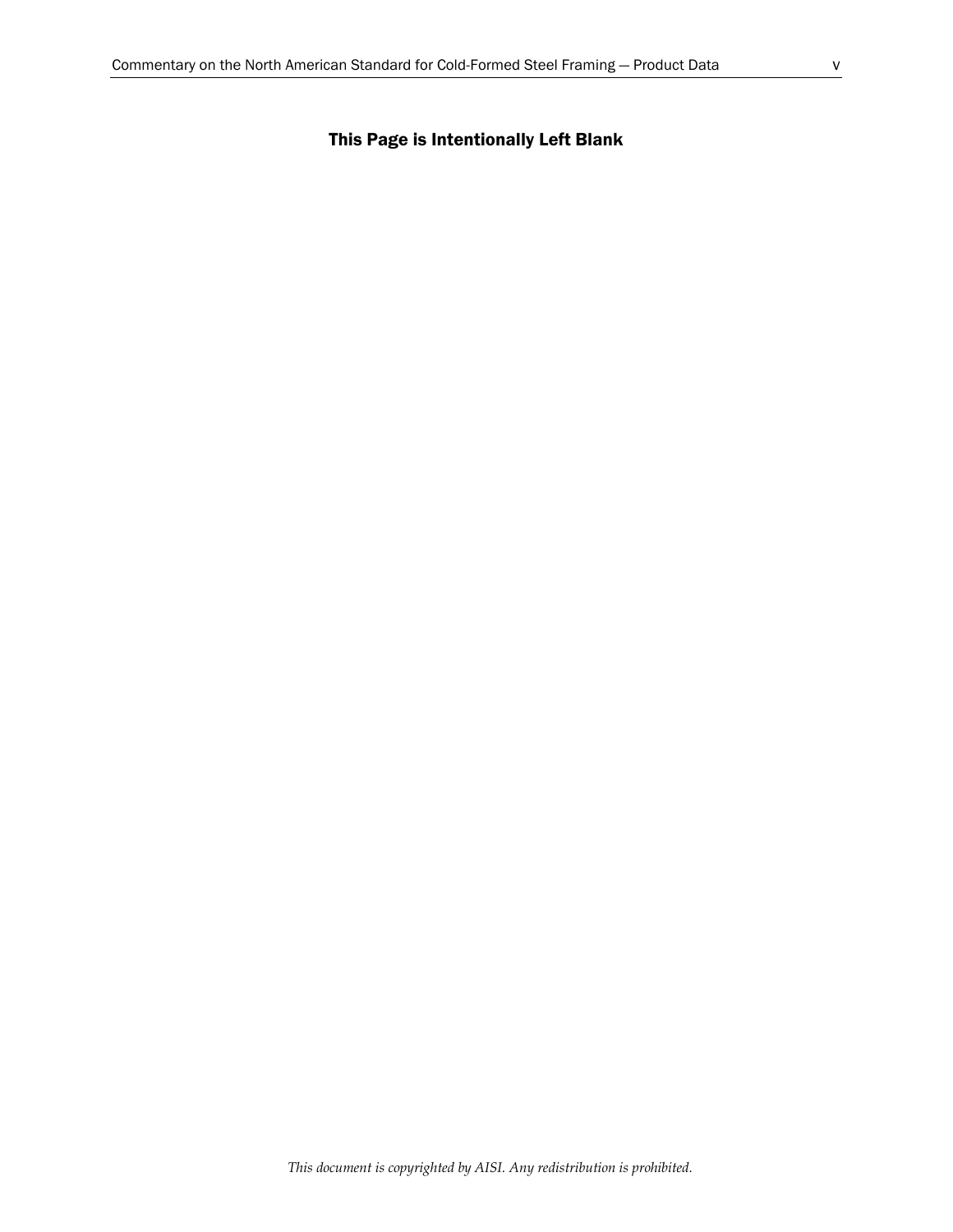**This Page is Intentionally Left Blank**

*This document is copyrighted by AISI. Any redistribution is prohibited.*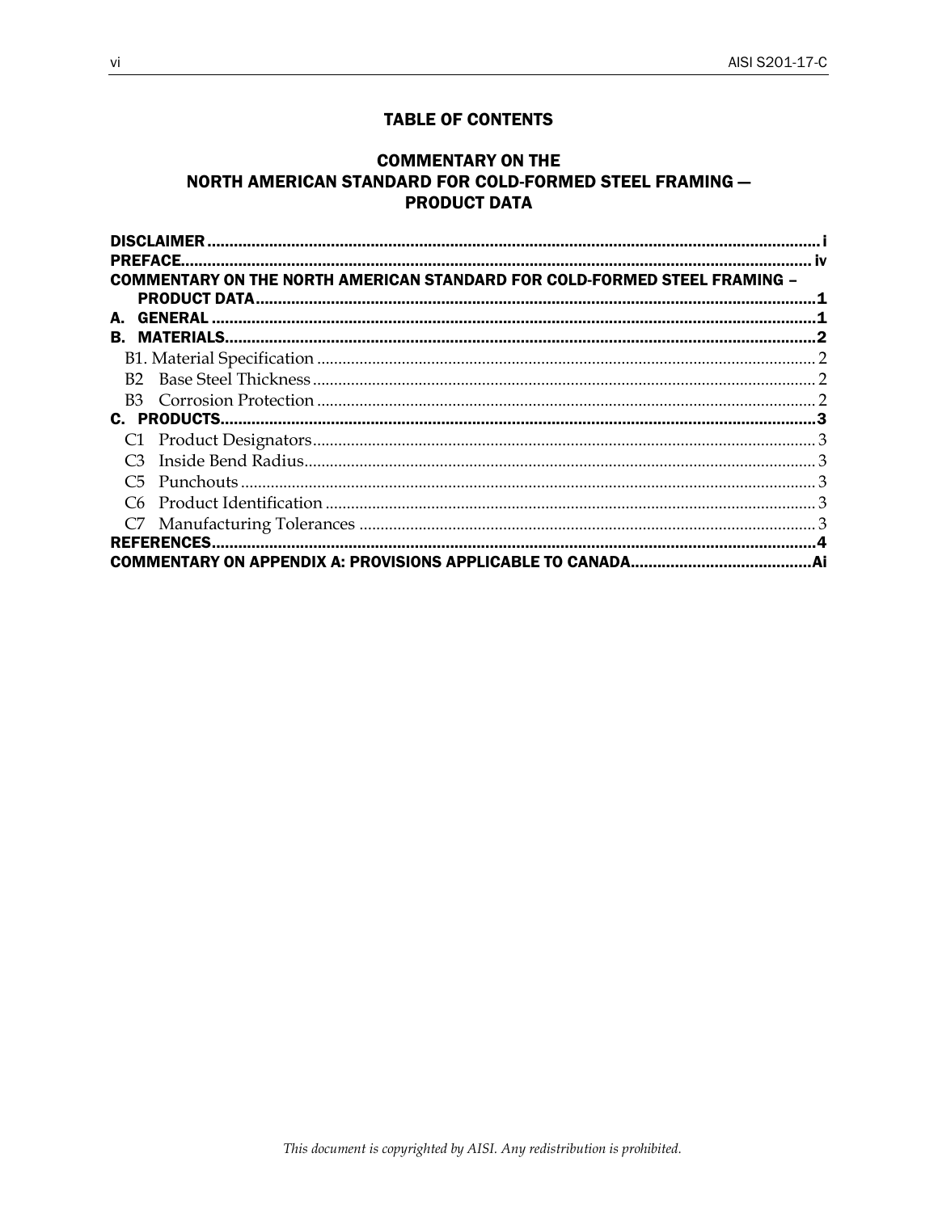## TABLE OF CONTENTS

## COMMENTARY ON THE NORTH AMERICAN STANDARD FOR COLD-FORMED STEEL FRAMING — PRODUCT DATA

**DISCLAIMER** ........................................................................................................................ i

**PREFACE** ........................................................................................................................ iv

**COMMENTARY ON THE NORTH AMERICAN STANDARD FOR COLD-FORMED STEEL FRAMING – PRODUCT DATA** ........................................................................................................................ 1

**A. GENERAL** ........................................................................................................................ 1

**B. MATERIALS** ........................................................................................................................ 2

- B1. Material Specification ........................................................................................................................ 2
- B2 Base Steel Thickness ........................................................................................................................ 2
- B3 Corrosion Protection ........................................................................................................................ 2

**C. PRODUCTS** ........................................................................................................................ 3

- C1 Product Designators ........................................................................................................................ 3
- C3 Inside Bend Radius ........................................................................................................................ 3
- C5 Punchouts ........................................................................................................................ 3
- C6 Product Identification ........................................................................................................................ 3
- C7 Manufacturing Tolerances ........................................................................................................................ 3

**REFERENCES** ........................................................................................................................ 4

**COMMENTARY ON APPENDIX A: PROVISIONS APPLICABLE TO CANADA** ........................................ Ai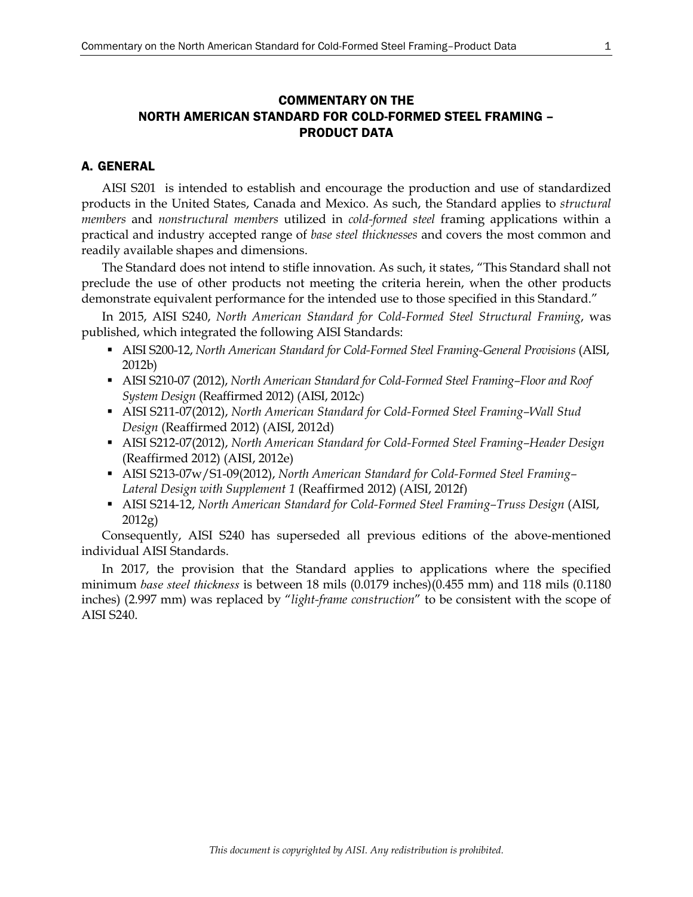# COMMENTARY ON THE NORTH AMERICAN STANDARD FOR COLD-FORMED STEEL FRAMING – PRODUCT DATA

## A. GENERAL

AISI S201 is intended to establish and encourage the production and use of standardized products in the United States, Canada and Mexico. As such, the Standard applies to *structural members* and *nonstructural members* utilized in *cold-formed steel* framing applications within a practical and industry accepted range of *base steel thicknesses* and covers the most common and readily available shapes and dimensions.

The Standard does not intend to stifle innovation. As such, it states, "This Standard shall not preclude the use of other products not meeting the criteria herein, when the other products demonstrate equivalent performance for the intended use to those specified in this Standard."

In 2015, AISI S240, *North American Standard for Cold-Formed Steel Structural Framing*, was published, which integrated the following AISI Standards:

- AISI S200-12, *North American Standard for Cold-Formed Steel Framing-General Provisions* (AISI, 2012b)
- AISI S210-07 (2012), *North American Standard for Cold-Formed Steel Framing–Floor and Roof System Design* (Reaffirmed 2012) (AISI, 2012c)
- AISI S211-07(2012), *North American Standard for Cold-Formed Steel Framing–Wall Stud Design* (Reaffirmed 2012) (AISI, 2012d)
- AISI S212-07(2012), *North American Standard for Cold-Formed Steel Framing–Header Design* (Reaffirmed 2012) (AISI, 2012e)
- AISI S213-07w/S1-09(2012), *North American Standard for Cold-Formed Steel Framing–Lateral Design with Supplement 1* (Reaffirmed 2012) (AISI, 2012f)
- AISI S214-12, *North American Standard for Cold-Formed Steel Framing–Truss Design* (AISI, 2012g)

Consequently, AISI S240 has superseded all previous editions of the above-mentioned individual AISI Standards.

In 2017, the provision that the Standard applies to applications where the specified minimum *base steel thickness* is between 18 mils (0.0179 inches)(0.455 mm) and 118 mils (0.1180 inches) (2.997 mm) was replaced by "*light-frame construction*" to be consistent with the scope of AISI S240.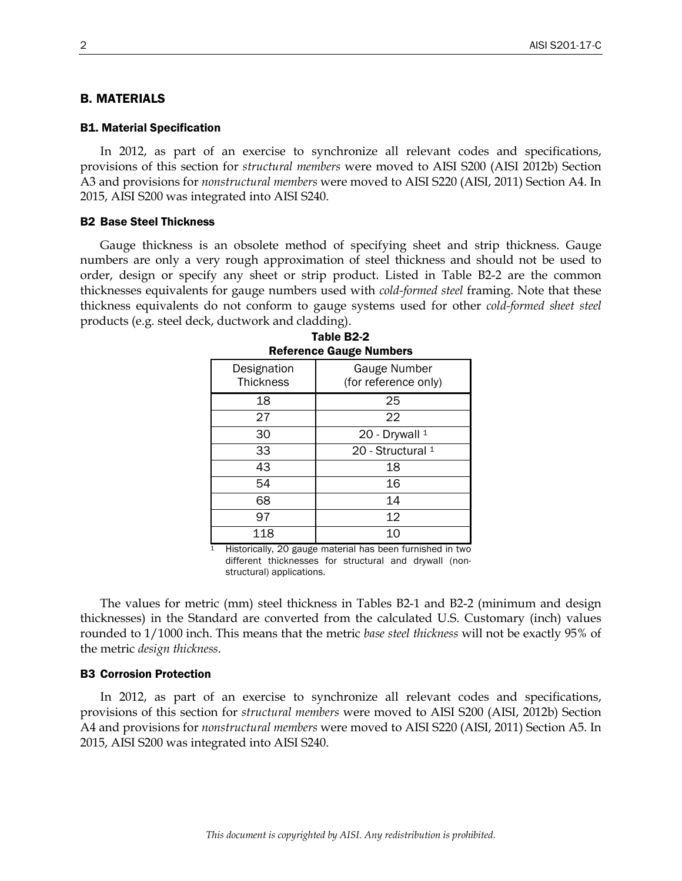## B. MATERIALS

### B1. Material Specification

In 2012, as part of an exercise to synchronize all relevant codes and specifications, provisions of this section for *structural members* were moved to AISI S200 (AISI 2012b) Section A3 and provisions for *nonstructural members* were moved to AISI S220 (AISI, 2011) Section A4. In 2015, AISI S200 was integrated into AISI S240.

### B2 Base Steel Thickness

Gauge thickness is an obsolete method of specifying sheet and strip thickness. Gauge numbers are only a very rough approximation of steel thickness and should not be used to order, design or specify any sheet or strip product. Listed in Table B2-2 are the common thicknesses equivalents for gauge numbers used with *cold-formed steel* framing. Note that these thickness equivalents do not conform to gauge systems used for other *cold-formed sheet steel* products (e.g. steel deck, ductwork and cladding).

**Table B2-2**
**Reference Gauge Numbers**

| Designation Thickness | Gauge Number (for reference only) |
|---|---|
| 18 | 25 |
| 27 | 22 |
| 30 | 20 - Drywall [1] |
| 33 | 20 - Structural [1] |
| 43 | 18 |
| 54 | 16 |
| 68 | 14 |
| 97 | 12 |
| 118 | 10 |

[1] Historically, 20 gauge material has been furnished in two different thicknesses for structural and drywall (non-structural) applications.

The values for metric (mm) steel thickness in Tables B2-1 and B2-2 (minimum and design thicknesses) in the Standard are converted from the calculated U.S. Customary (inch) values rounded to 1/1000 inch. This means that the metric *base steel thickness* will not be exactly 95% of the metric *design thickness*.

### B3 Corrosion Protection

In 2012, as part of an exercise to synchronize all relevant codes and specifications, provisions of this section for *structural members* were moved to AISI S200 (AISI, 2012b) Section A4 and provisions for *nonstructural members* were moved to AISI S220 (AISI, 2011) Section A5. In 2015, AISI S200 was integrated into AISI S240.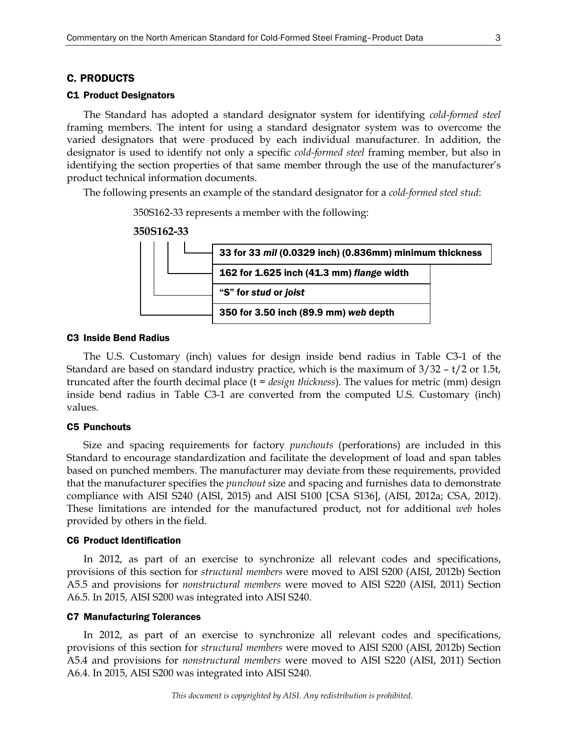# C. PRODUCTS

## C1 Product Designators

The Standard has adopted a standard designator system for identifying *cold-formed steel* framing members. The intent for using a standard designator system was to overcome the varied designators that were produced by each individual manufacturer. In addition, the designator is used to identify not only a specific *cold-formed steel* framing member, but also in identifying the section properties of that same member through the use of the manufacturer's product technical information documents.

The following presents an example of the standard designator for a *cold-formed steel stud*:

350S162-33 represents a member with the following:

**350S162-33**

- **33 for 33 *mil* (0.0329 inch) (0.836mm) minimum thickness**
- **162 for 1.625 inch (41.3 mm) *flange* width**
- **"S" for *stud* or *joist***
- **350 for 3.50 inch (89.9 mm) *web* depth**

## C3 Inside Bend Radius

The U.S. Customary (inch) values for design inside bend radius in Table C3-1 of the Standard are based on standard industry practice, which is the maximum of $3/32 - t/2$ or $1.5t$, truncated after the fourth decimal place ($t$ = *design thickness*). The values for metric (mm) design inside bend radius in Table C3-1 are converted from the computed U.S. Customary (inch) values.

## C5 Punchouts

Size and spacing requirements for factory *punchouts* (perforations) are included in this Standard to encourage standardization and facilitate the development of load and span tables based on punched members. The manufacturer may deviate from these requirements, provided that the manufacturer specifies the *punchout* size and spacing and furnishes data to demonstrate compliance with AISI S240 (AISI, 2015) and AISI S100 [CSA S136], (AISI, 2012a; CSA, 2012). These limitations are intended for the manufactured product, not for additional *web* holes provided by others in the field.

## C6 Product Identification

In 2012, as part of an exercise to synchronize all relevant codes and specifications, provisions of this section for *structural members* were moved to AISI S200 (AISI, 2012b) Section A5.5 and provisions for *nonstructural members* were moved to AISI S220 (AISI, 2011) Section A6.5. In 2015, AISI S200 was integrated into AISI S240.

## C7 Manufacturing Tolerances

In 2012, as part of an exercise to synchronize all relevant codes and specifications, provisions of this section for *structural members* were moved to AISI S200 (AISI, 2012b) Section A5.4 and provisions for *nonstructural members* were moved to AISI S220 (AISI, 2011) Section A6.4. In 2015, AISI S200 was integrated into AISI S240.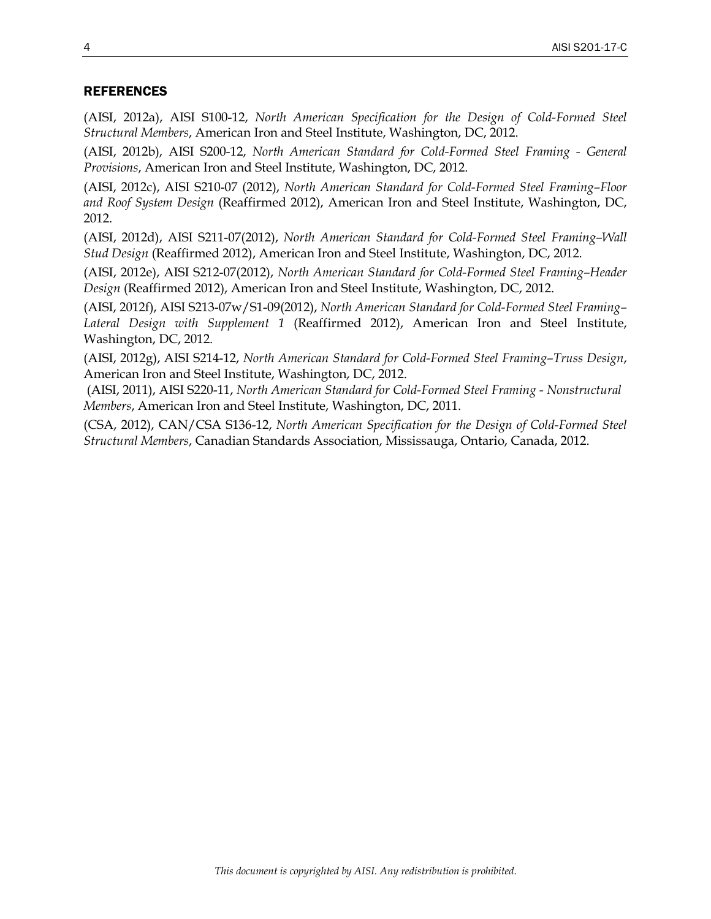## REFERENCES

(AISI, 2012a), AISI S100-12, *North American Specification for the Design of Cold-Formed Steel Structural Members*, American Iron and Steel Institute, Washington, DC, 2012.

(AISI, 2012b), AISI S200-12, *North American Standard for Cold-Formed Steel Framing - General Provisions*, American Iron and Steel Institute, Washington, DC, 2012.

(AISI, 2012c), AISI S210-07 (2012), *North American Standard for Cold-Formed Steel Framing–Floor and Roof System Design* (Reaffirmed 2012), American Iron and Steel Institute, Washington, DC, 2012.

(AISI, 2012d), AISI S211-07(2012), *North American Standard for Cold-Formed Steel Framing–Wall Stud Design* (Reaffirmed 2012), American Iron and Steel Institute, Washington, DC, 2012.

(AISI, 2012e), AISI S212-07(2012), *North American Standard for Cold-Formed Steel Framing–Header Design* (Reaffirmed 2012), American Iron and Steel Institute, Washington, DC, 2012.

(AISI, 2012f), AISI S213-07w/S1-09(2012), *North American Standard for Cold-Formed Steel Framing–Lateral Design with Supplement 1* (Reaffirmed 2012), American Iron and Steel Institute, Washington, DC, 2012.

(AISI, 2012g), AISI S214-12, *North American Standard for Cold-Formed Steel Framing–Truss Design*, American Iron and Steel Institute, Washington, DC, 2012.

(AISI, 2011), AISI S220-11, *North American Standard for Cold-Formed Steel Framing - Nonstructural Members*, American Iron and Steel Institute, Washington, DC, 2011.

(CSA, 2012), CAN/CSA S136-12, *North American Specification for the Design of Cold-Formed Steel Structural Members*, Canadian Standards Association, Mississauga, Ontario, Canada, 2012.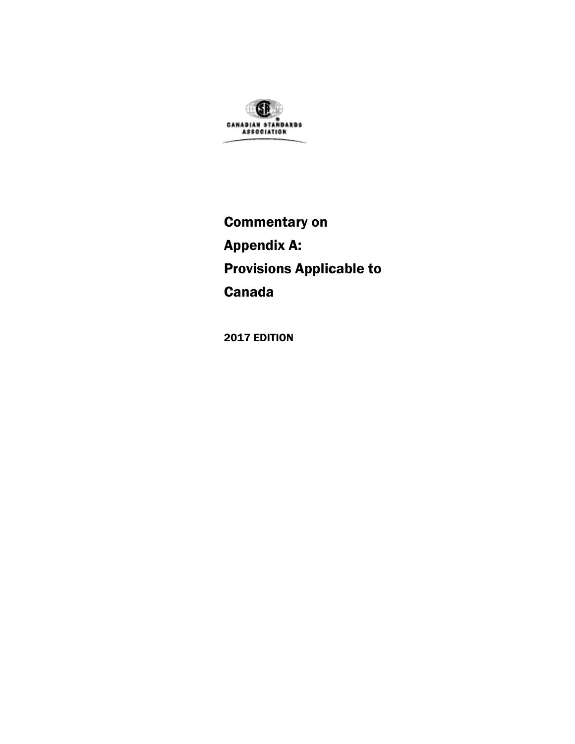CANADIAN STANDARDS ASSOCIATION

# Commentary on Appendix A: Provisions Applicable to Canada

2017 EDITION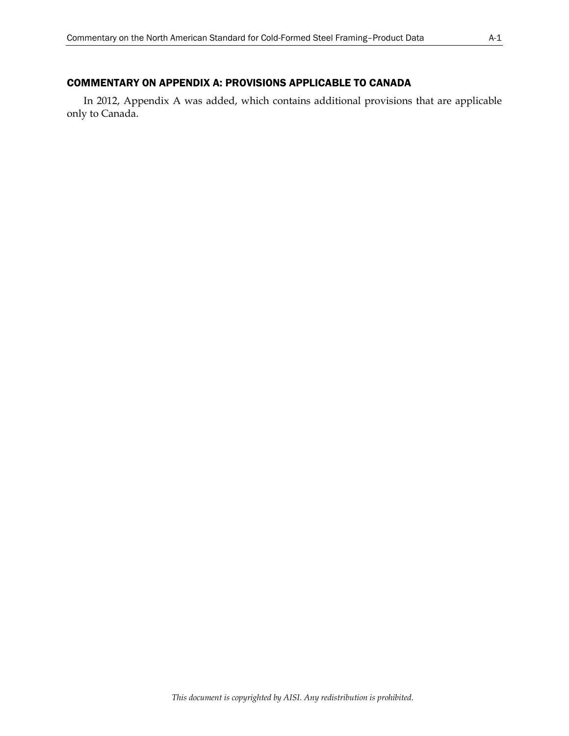## COMMENTARY ON APPENDIX A: PROVISIONS APPLICABLE TO CANADA

In 2012, Appendix A was added, which contains additional provisions that are applicable only to Canada.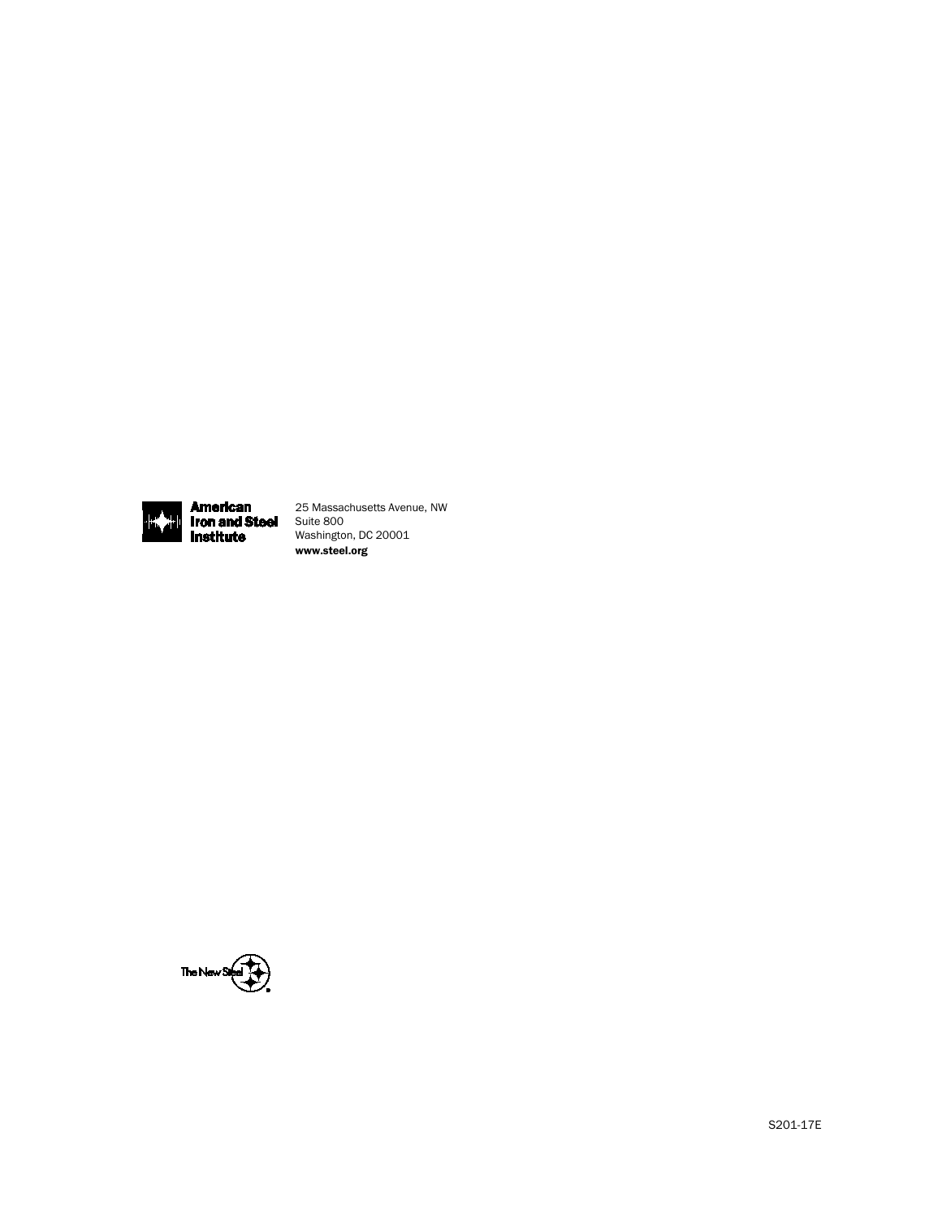**American Iron and Steel Institute**

25 Massachusetts Avenue, NW
Suite 800
Washington, DC 20001
**www.steel.org**

The New Steel

S201-17E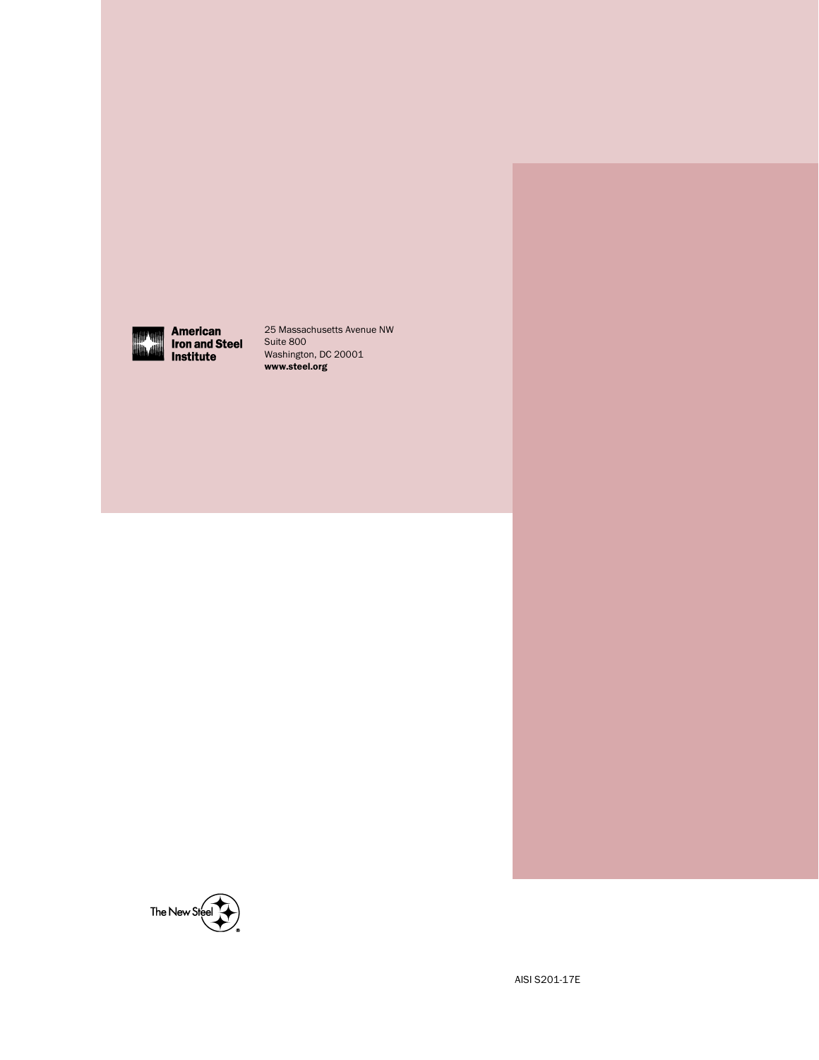American Iron and Steel Institute

25 Massachusetts Avenue NW
Suite 800
Washington, DC 20001
**www.steel.org**

The New Steel

AISI S201-17E